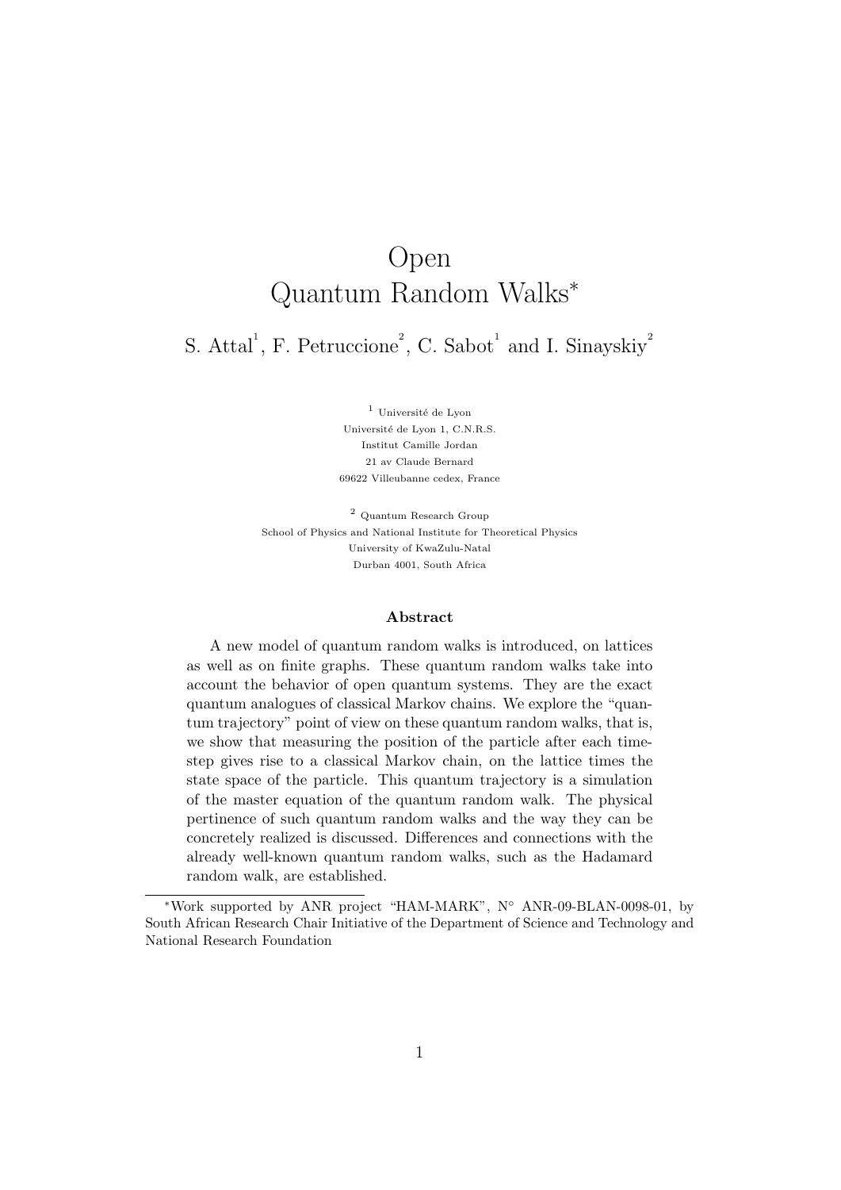# Open Quantum Random Walks*

S. Attal[1], F. Petruccione[2], C. Sabot[1] and I. Sinayskiy[2]

[1] Université de Lyon
Université de Lyon 1, C.N.R.S.
Institut Camille Jordan
21 av Claude Bernard
69622 Villeubanne cedex, France

[2] Quantum Research Group
School of Physics and National Institute for Theoretical Physics
University of KwaZulu-Natal
Durban 4001, South Africa

### Abstract

A new model of quantum random walks is introduced, on lattices as well as on finite graphs. These quantum random walks take into account the behavior of open quantum systems. They are the exact quantum analogues of classical Markov chains. We explore the "quantum trajectory" point of view on these quantum random walks, that is, we show that measuring the position of the particle after each time-step gives rise to a classical Markov chain, on the lattice times the state space of the particle. This quantum trajectory is a simulation of the master equation of the quantum random walk. The physical pertinence of such quantum random walks and the way they can be concretely realized is discussed. Differences and connections with the already well-known quantum random walks, such as the Hadamard random walk, are established.

---

*Work supported by ANR project "HAM-MARK", N° ANR-09-BLAN-0098-01, by South African Research Chair Initiative of the Department of Science and Technology and National Research Foundation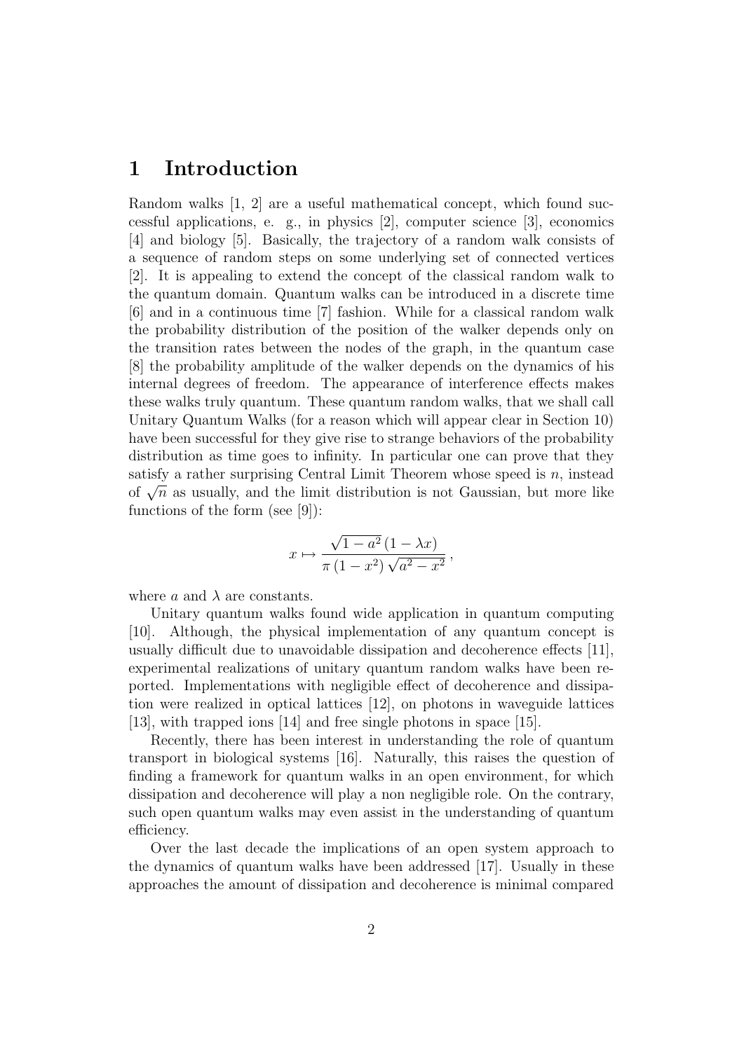# 1 Introduction

Random walks [1, 2] are a useful mathematical concept, which found successful applications, e. g., in physics [2], computer science [3], economics [4] and biology [5]. Basically, the trajectory of a random walk consists of a sequence of random steps on some underlying set of connected vertices [2]. It is appealing to extend the concept of the classical random walk to the quantum domain. Quantum walks can be introduced in a discrete time [6] and in a continuous time [7] fashion. While for a classical random walk the probability distribution of the position of the walker depends only on the transition rates between the nodes of the graph, in the quantum case [8] the probability amplitude of the walker depends on the dynamics of his internal degrees of freedom. The appearance of interference effects makes these walks truly quantum. These quantum random walks, that we shall call Unitary Quantum Walks (for a reason which will appear clear in Section 10) have been successful for they give rise to strange behaviors of the probability distribution as time goes to infinity. In particular one can prove that they satisfy a rather surprising Central Limit Theorem whose speed is $n$, instead of $\sqrt{n}$ as usually, and the limit distribution is not Gaussian, but more like functions of the form (see [9]):

$$x \mapsto \frac{\sqrt{1-a^2}\,(1-\lambda x)}{\pi\,(1-x^2)\,\sqrt{a^2-x^2}}\,,$$

where $a$ and $\lambda$ are constants.

Unitary quantum walks found wide application in quantum computing [10]. Although, the physical implementation of any quantum concept is usually difficult due to unavoidable dissipation and decoherence effects [11], experimental realizations of unitary quantum random walks have been reported. Implementations with negligible effect of decoherence and dissipation were realized in optical lattices [12], on photons in waveguide lattices [13], with trapped ions [14] and free single photons in space [15].

Recently, there has been interest in understanding the role of quantum transport in biological systems [16]. Naturally, this raises the question of finding a framework for quantum walks in an open environment, for which dissipation and decoherence will play a non negligible role. On the contrary, such open quantum walks may even assist in the understanding of quantum efficiency.

Over the last decade the implications of an open system approach to the dynamics of quantum walks have been addressed [17]. Usually in these approaches the amount of dissipation and decoherence is minimal compared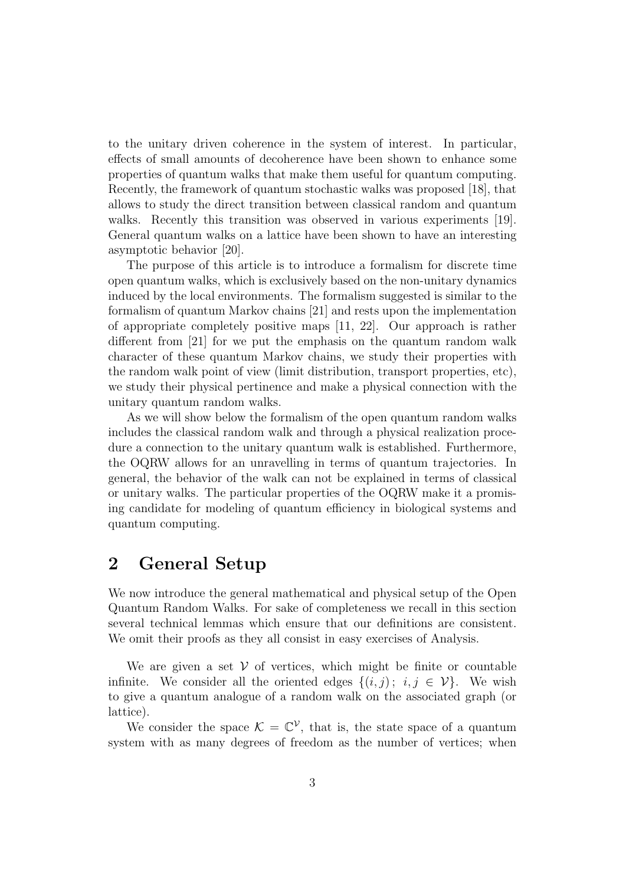to the unitary driven coherence in the system of interest. In particular, effects of small amounts of decoherence have been shown to enhance some properties of quantum walks that make them useful for quantum computing. Recently, the framework of quantum stochastic walks was proposed [18], that allows to study the direct transition between classical random and quantum walks. Recently this transition was observed in various experiments [19]. General quantum walks on a lattice have been shown to have an interesting asymptotic behavior [20].

The purpose of this article is to introduce a formalism for discrete time open quantum walks, which is exclusively based on the non-unitary dynamics induced by the local environments. The formalism suggested is similar to the formalism of quantum Markov chains [21] and rests upon the implementation of appropriate completely positive maps [11, 22]. Our approach is rather different from [21] for we put the emphasis on the quantum random walk character of these quantum Markov chains, we study their properties with the random walk point of view (limit distribution, transport properties, etc), we study their physical pertinence and make a physical connection with the unitary quantum random walks.

As we will show below the formalism of the open quantum random walks includes the classical random walk and through a physical realization procedure a connection to the unitary quantum walk is established. Furthermore, the OQRW allows for an unravelling in terms of quantum trajectories. In general, the behavior of the walk can not be explained in terms of classical or unitary walks. The particular properties of the OQRW make it a promising candidate for modeling of quantum efficiency in biological systems and quantum computing.

## 2 General Setup

We now introduce the general mathematical and physical setup of the Open Quantum Random Walks. For sake of completeness we recall in this section several technical lemmas which ensure that our definitions are consistent. We omit their proofs as they all consist in easy exercises of Analysis.

We are given a set $\mathcal{V}$ of vertices, which might be finite or countable infinite. We consider all the oriented edges $\{(i,j)\,;\; i,j \in \mathcal{V}\}$. We wish to give a quantum analogue of a random walk on the associated graph (or lattice).

We consider the space $\mathcal{K} = \mathbb{C}^{\mathcal{V}}$, that is, the state space of a quantum system with as many degrees of freedom as the number of vertices; when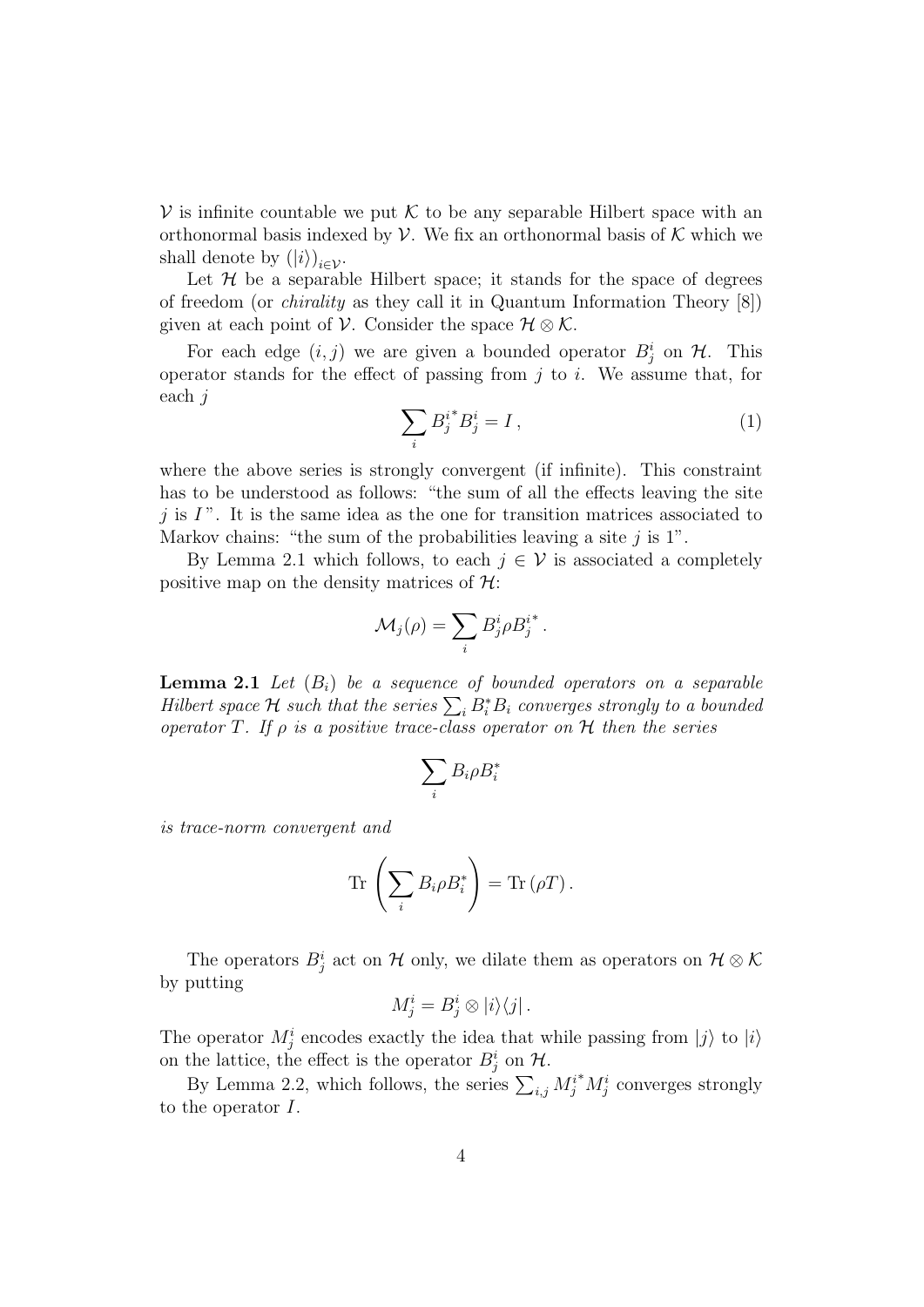$\mathcal{V}$ is infinite countable we put $\mathcal{K}$ to be any separable Hilbert space with an orthonormal basis indexed by $\mathcal{V}$. We fix an orthonormal basis of $\mathcal{K}$ which we shall denote by $(|i\rangle)_{i\in\mathcal{V}}$.

Let $\mathcal{H}$ be a separable Hilbert space; it stands for the space of degrees of freedom (or *chirality* as they call it in Quantum Information Theory [8]) given at each point of $\mathcal{V}$. Consider the space $\mathcal{H}\otimes\mathcal{K}$.

For each edge $(i,j)$ we are given a bounded operator $B_j^i$ on $\mathcal{H}$. This operator stands for the effect of passing from $j$ to $i$. We assume that, for each $j$

$$\sum_i {B_j^i}^* B_j^i = I\,, \tag{1}$$

where the above series is strongly convergent (if infinite). This constraint has to be understood as follows: "the sum of all the effects leaving the site $j$ is $I$". It is the same idea as the one for transition matrices associated to Markov chains: "the sum of the probabilities leaving a site $j$ is 1".

By Lemma 2.1 which follows, to each $j\in\mathcal{V}$ is associated a completely positive map on the density matrices of $\mathcal{H}$:

$$\mathcal{M}_j(\rho) = \sum_i B_j^i \rho {B_j^i}^*\,.$$

**Lemma 2.1** *Let $(B_i)$ be a sequence of bounded operators on a separable Hilbert space $\mathcal{H}$ such that the series $\sum_i B_i^* B_i$ converges strongly to a bounded operator $T$. If $\rho$ is a positive trace-class operator on $\mathcal{H}$ then the series*

$$\sum_i B_i \rho B_i^*$$

*is trace-norm convergent and*

$$\mathrm{Tr}\left(\sum_i B_i\rho B_i^*\right) = \mathrm{Tr}\,(\rho T)\,.$$

The operators $B_j^i$ act on $\mathcal{H}$ only, we dilate them as operators on $\mathcal{H}\otimes\mathcal{K}$ by putting

$$M_j^i = B_j^i \otimes |i\rangle\langle j|\,.$$

The operator $M_j^i$ encodes exactly the idea that while passing from $|j\rangle$ to $|i\rangle$ on the lattice, the effect is the operator $B_j^i$ on $\mathcal{H}$.

By Lemma 2.2, which follows, the series $\sum_{i,j} {M_j^i}^* M_j^i$ converges strongly to the operator $I$.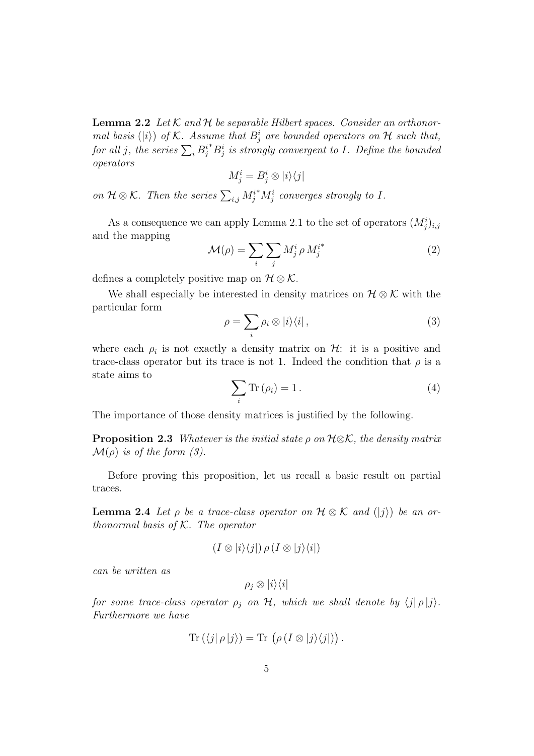**Lemma 2.2** *Let $\mathcal{K}$ and $\mathcal{H}$ be separable Hilbert spaces. Consider an orthonormal basis $(|i\rangle)$ of $\mathcal{K}$. Assume that $B^i_j$ are bounded operators on $\mathcal{H}$ such that, for all $j$, the series $\sum_i {B^i_j}^* B^i_j$ is strongly convergent to $I$. Define the bounded operators*

$$M^i_j = B^i_j \otimes |i\rangle\langle j|$$

*on $\mathcal{H} \otimes \mathcal{K}$. Then the series $\sum_{i,j} {M^i_j}^* M^i_j$ converges strongly to $I$.*

As a consequence we can apply Lemma 2.1 to the set of operators $(M^i_j)_{i,j}$ and the mapping

$$\mathcal{M}(\rho) = \sum_i \sum_j M^i_j \, \rho \, {M^i_j}^* \tag{2}$$

defines a completely positive map on $\mathcal{H} \otimes \mathcal{K}$.

We shall especially be interested in density matrices on $\mathcal{H} \otimes \mathcal{K}$ with the particular form

$$\rho = \sum_i \rho_i \otimes |i\rangle\langle i| \,, \tag{3}$$

where each $\rho_i$ is not exactly a density matrix on $\mathcal{H}$: it is a positive and trace-class operator but its trace is not 1. Indeed the condition that $\rho$ is a state aims to

$$\sum_i \mathrm{Tr}\,(\rho_i) = 1 \,. \tag{4}$$

The importance of those density matrices is justified by the following.

**Proposition 2.3** *Whatever is the initial state $\rho$ on $\mathcal{H} \otimes \mathcal{K}$, the density matrix $\mathcal{M}(\rho)$ is of the form (3).*

Before proving this proposition, let us recall a basic result on partial traces.

**Lemma 2.4** *Let $\rho$ be a trace-class operator on $\mathcal{H} \otimes \mathcal{K}$ and $(|j\rangle)$ be an orthonormal basis of $\mathcal{K}$. The operator*

$$(I \otimes |i\rangle\langle j|) \, \rho \, (I \otimes |j\rangle\langle i|)$$

*can be written as*

$$\rho_j \otimes |i\rangle\langle i|$$

*for some trace-class operator $\rho_j$ on $\mathcal{H}$, which we shall denote by $\langle j| \, \rho \, |j\rangle$. Furthermore we have*

$$\mathrm{Tr}\,(\langle j| \, \rho \, |j\rangle) = \mathrm{Tr}\, \left(\rho \, (I \otimes |j\rangle\langle j|)\right) .$$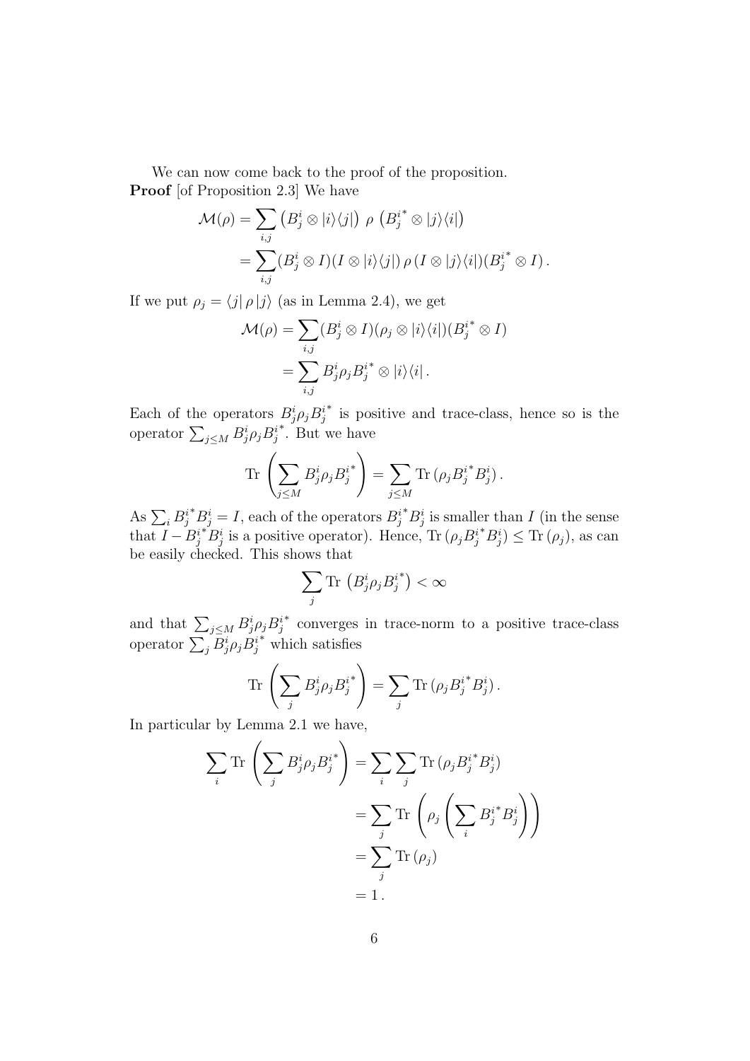We can now come back to the proof of the proposition.

**Proof** [of Proposition 2.3] We have

$$
\begin{aligned}
\mathcal{M}(\rho) &= \sum_{i,j} \left(B_j^i \otimes |i\rangle\langle j|\right)\, \rho\, \left(B_j^{i^*} \otimes |j\rangle\langle i|\right) \\
&= \sum_{i,j} (B_j^i \otimes I)(I \otimes |i\rangle\langle j|)\, \rho\, (I \otimes |j\rangle\langle i|)(B_j^{i^*} \otimes I)\,.
\end{aligned}
$$

If we put $\rho_j = \langle j|\, \rho\, |j\rangle$ (as in Lemma 2.4), we get

$$
\begin{aligned}
\mathcal{M}(\rho) &= \sum_{i,j} (B_j^i \otimes I)(\rho_j \otimes |i\rangle\langle i|)(B_j^{i^*} \otimes I) \\
&= \sum_{i,j} B_j^i \rho_j B_j^{i^*} \otimes |i\rangle\langle i|\,.
\end{aligned}
$$

Each of the operators $B_j^i \rho_j B_j^{i^*}$ is positive and trace-class, hence so is the operator $\sum_{j\le M} B_j^i \rho_j B_j^{i^*}$. But we have

$$
\mathrm{Tr}\,\left(\sum_{j\le M} B_j^i \rho_j B_j^{i^*}\right) = \sum_{j\le M} \mathrm{Tr}\,(\rho_j B_j^{i^*} B_j^i)\,.
$$

As $\sum_i B_j^{i^*} B_j^i = I$, each of the operators $B_j^{i^*} B_j^i$ is smaller than $I$ (in the sense that $I - B_j^{i^*} B_j^i$ is a positive operator). Hence, $\mathrm{Tr}\,(\rho_j B_j^{i^*} B_j^i) \le \mathrm{Tr}\,(\rho_j)$, as can be easily checked. This shows that

$$
\sum_j \mathrm{Tr}\,\left(B_j^i \rho_j B_j^{i^*}\right) < \infty
$$

and that $\sum_{j\le M} B_j^i \rho_j B_j^{i^*}$ converges in trace-norm to a positive trace-class operator $\sum_j B_j^i \rho_j B_j^{i^*}$ which satisfies

$$
\mathrm{Tr}\,\left(\sum_j B_j^i \rho_j B_j^{i^*}\right) = \sum_j \mathrm{Tr}\,(\rho_j B_j^{i^*} B_j^i)\,.
$$

In particular by Lemma 2.1 we have,

$$
\begin{aligned}
\sum_i \mathrm{Tr}\,\left(\sum_j B_j^i \rho_j B_j^{i^*}\right) &= \sum_i \sum_j \mathrm{Tr}\,(\rho_j B_j^{i^*} B_j^i) \\
&= \sum_j \mathrm{Tr}\,\left(\rho_j \left(\sum_i B_j^{i^*} B_j^i\right)\right) \\
&= \sum_j \mathrm{Tr}\,(\rho_j) \\
&= 1\,.
\end{aligned}
$$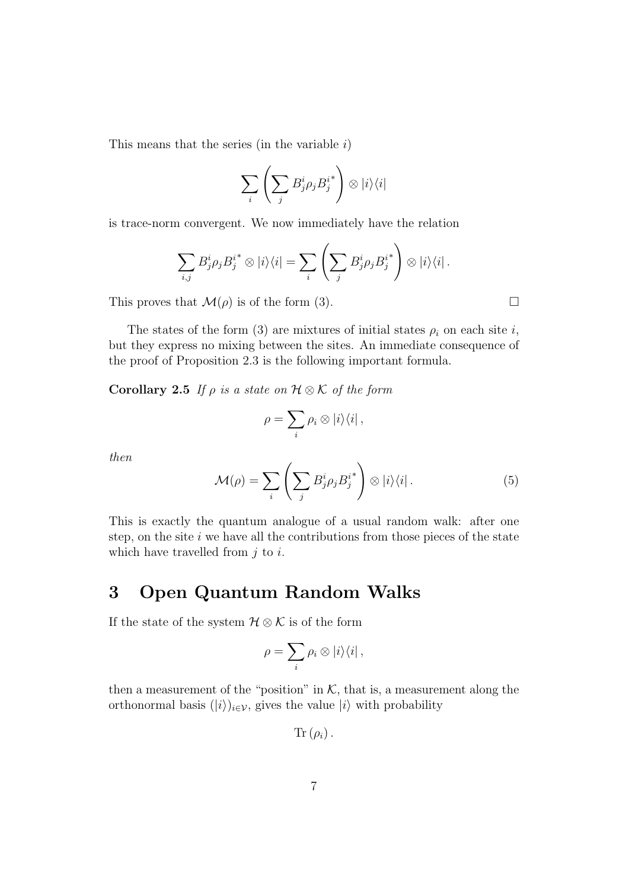This means that the series (in the variable $i$)

$$\sum_i \left( \sum_j B_j^i \rho_j {B_j^i}^* \right) \otimes |i\rangle\langle i|$$

is trace-norm convergent. We now immediately have the relation

$$\sum_{i,j} B_j^i \rho_j {B_j^i}^* \otimes |i\rangle\langle i| = \sum_i \left( \sum_j B_j^i \rho_j {B_j^i}^* \right) \otimes |i\rangle\langle i| \, .$$

This proves that $\mathcal{M}(\rho)$ is of the form (3). □

The states of the form (3) are mixtures of initial states $\rho_i$ on each site $i$, but they express no mixing between the sites. An immediate consequence of the proof of Proposition 2.3 is the following important formula.

**Corollary 2.5** *If $\rho$ is a state on $\mathcal{H} \otimes \mathcal{K}$ of the form*

$$\rho = \sum_i \rho_i \otimes |i\rangle\langle i| \, ,$$

*then*

$$\mathcal{M}(\rho) = \sum_i \left( \sum_j B_j^i \rho_j {B_j^i}^* \right) \otimes |i\rangle\langle i| \, . \tag{5}$$

This is exactly the quantum analogue of a usual random walk: after one step, on the site $i$ we have all the contributions from those pieces of the state which have travelled from $j$ to $i$.

# 3 Open Quantum Random Walks

If the state of the system $\mathcal{H} \otimes \mathcal{K}$ is of the form

$$\rho = \sum_i \rho_i \otimes |i\rangle\langle i| \, ,$$

then a measurement of the "position" in $\mathcal{K}$, that is, a measurement along the orthonormal basis $(|i\rangle)_{i \in \mathcal{V}}$, gives the value $|i\rangle$ with probability

$$\mathrm{Tr}\,(\rho_i) \, .$$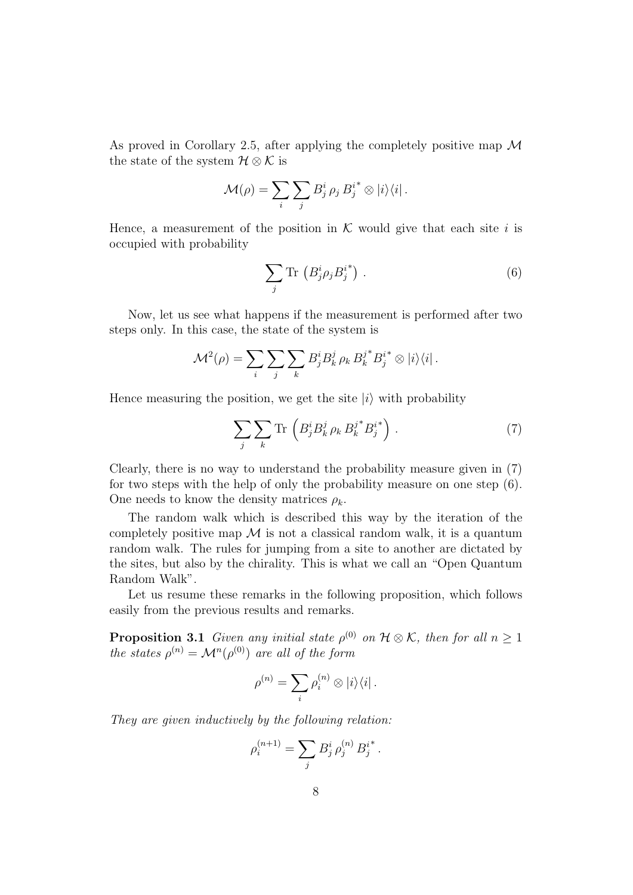As proved in Corollary 2.5, after applying the completely positive map $\mathcal{M}$ the state of the system $\mathcal{H} \otimes \mathcal{K}$ is

$$\mathcal{M}(\rho) = \sum_i \sum_j B^i_j \, \rho_j \, {B^i_j}^* \otimes |i\rangle\langle i| \, .$$

Hence, a measurement of the position in $\mathcal{K}$ would give that each site $i$ is occupied with probability

$$\sum_j \mathrm{Tr} \left( B^i_j \rho_j {B^i_j}^* \right) \, . \tag{6}$$

Now, let us see what happens if the measurement is performed after two steps only. In this case, the state of the system is

$$\mathcal{M}^2(\rho) = \sum_i \sum_j \sum_k B^i_j B^j_k \, \rho_k \, {B^j_k}^* {B^i_j}^* \otimes |i\rangle\langle i| \, .$$

Hence measuring the position, we get the site $|i\rangle$ with probability

$$\sum_j \sum_k \mathrm{Tr} \left( B^i_j B^j_k \, \rho_k \, {B^j_k}^* {B^i_j}^* \right) \, . \tag{7}$$

Clearly, there is no way to understand the probability measure given in (7) for two steps with the help of only the probability measure on one step (6). One needs to know the density matrices $\rho_k$.

The random walk which is described this way by the iteration of the completely positive map $\mathcal{M}$ is not a classical random walk, it is a quantum random walk. The rules for jumping from a site to another are dictated by the sites, but also by the chirality. This is what we call an "Open Quantum Random Walk".

Let us resume these remarks in the following proposition, which follows easily from the previous results and remarks.

**Proposition 3.1** *Given any initial state $\rho^{(0)}$ on $\mathcal{H} \otimes \mathcal{K}$, then for all $n \geq 1$ the states $\rho^{(n)} = \mathcal{M}^n(\rho^{(0)})$ are all of the form*

$$\rho^{(n)} = \sum_i \rho^{(n)}_i \otimes |i\rangle\langle i| \, .$$

*They are given inductively by the following relation:*

$$\rho^{(n+1)}_i = \sum_j B^i_j \, \rho^{(n)}_j \, {B^i_j}^* \, .$$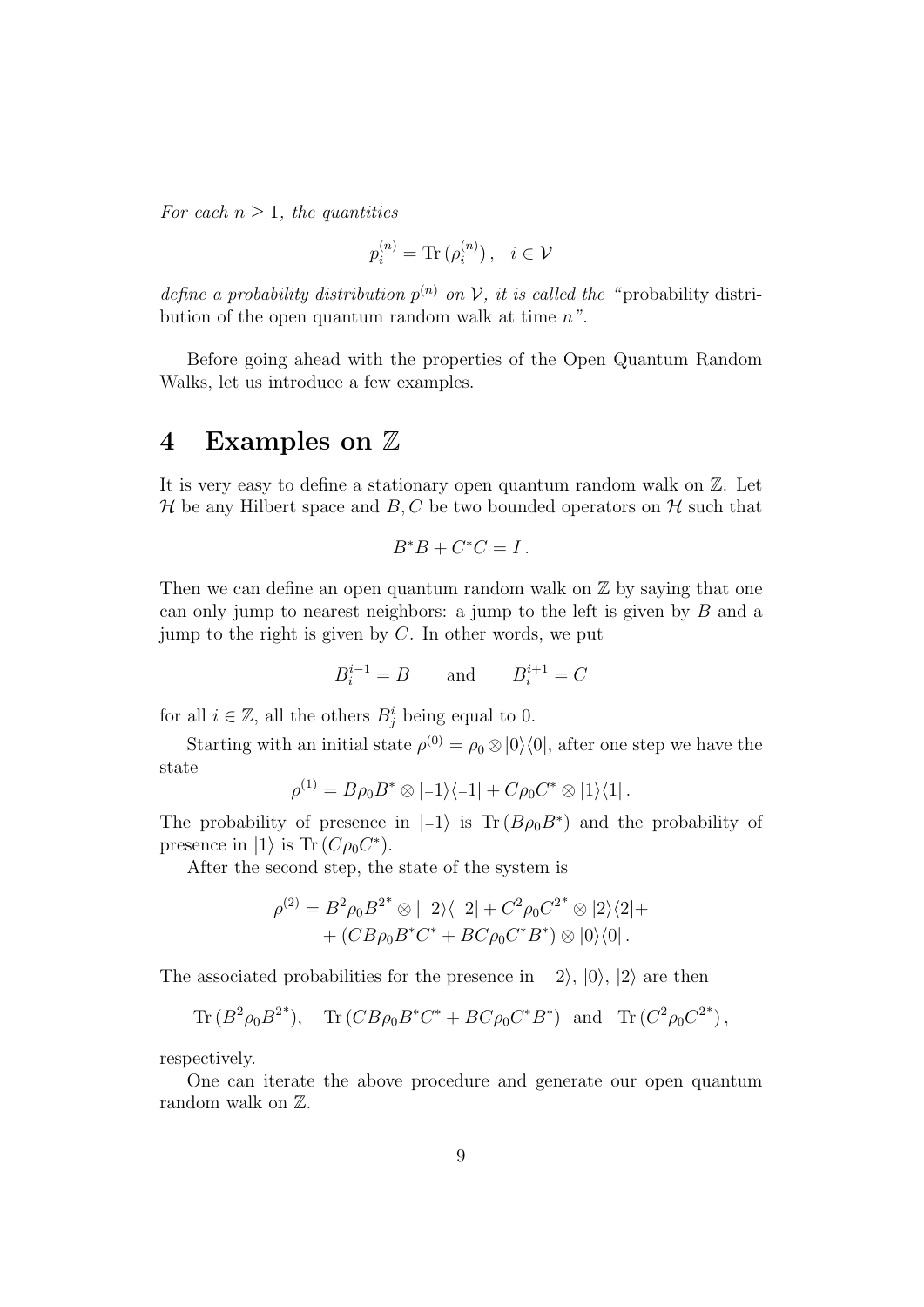*For each $n \geq 1$, the quantities*

$$p_i^{(n)} = \mathrm{Tr}\,(\rho_i^{(n)})\,, \quad i \in \mathcal{V}$$

*define a probability distribution $p^{(n)}$ on $\mathcal{V}$, it is called the "*probability distribution of the open quantum random walk at time $n$*".*

Before going ahead with the properties of the Open Quantum Random Walks, let us introduce a few examples.

# 4 Examples on $\mathbb{Z}$

It is very easy to define a stationary open quantum random walk on $\mathbb{Z}$. Let $\mathcal{H}$ be any Hilbert space and $B, C$ be two bounded operators on $\mathcal{H}$ such that

$$B^*B + C^*C = I\,.$$

Then we can define an open quantum random walk on $\mathbb{Z}$ by saying that one can only jump to nearest neighbors: a jump to the left is given by $B$ and a jump to the right is given by $C$. In other words, we put

$$B_i^{i-1} = B \qquad \text{and} \qquad B_i^{i+1} = C$$

for all $i \in \mathbb{Z}$, all the others $B_j^i$ being equal to 0.

Starting with an initial state $\rho^{(0)} = \rho_0 \otimes |0\rangle\langle 0|$, after one step we have the state

$$\rho^{(1)} = B\rho_0 B^* \otimes |{-1}\rangle\langle{-1}| + C\rho_0 C^* \otimes |1\rangle\langle 1|\,.$$

The probability of presence in $|{-1}\rangle$ is $\mathrm{Tr}\,(B\rho_0 B^*)$ and the probability of presence in $|1\rangle$ is $\mathrm{Tr}\,(C\rho_0 C^*)$.

After the second step, the state of the system is

$$\begin{aligned}\rho^{(2)} = B^2\rho_0 {B^2}^* \otimes |{-2}\rangle\langle{-2}| + C^2\rho_0 {C^2}^* \otimes |2\rangle\langle 2| + \\ + (CB\rho_0 B^*C^* + BC\rho_0 C^*B^*) \otimes |0\rangle\langle 0|\,.\end{aligned}$$

The associated probabilities for the presence in $|{-2}\rangle$, $|0\rangle$, $|2\rangle$ are then

$$\mathrm{Tr}\,(B^2\rho_0 {B^2}^*), \quad \mathrm{Tr}\,(CB\rho_0 B^*C^* + BC\rho_0 C^*B^*) \ \text{ and } \ \mathrm{Tr}\,(C^2\rho_0 {C^2}^*)\,,$$

respectively.

One can iterate the above procedure and generate our open quantum random walk on $\mathbb{Z}$.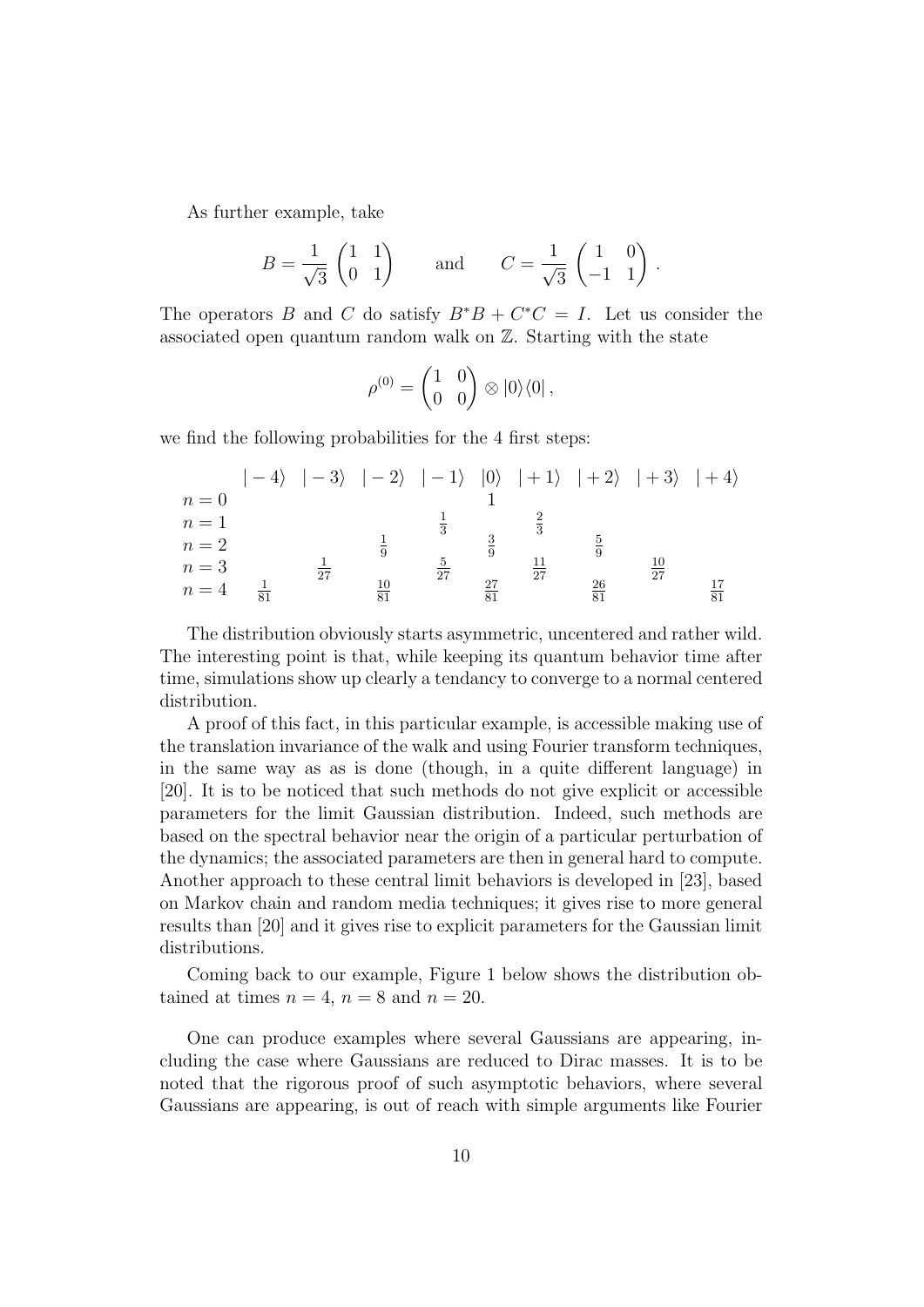As further example, take

$$B = \frac{1}{\sqrt{3}} \begin{pmatrix} 1 & 1 \\ 0 & 1 \end{pmatrix} \qquad \text{and} \qquad C = \frac{1}{\sqrt{3}} \begin{pmatrix} 1 & 0 \\ -1 & 1 \end{pmatrix}.$$

The operators $B$ and $C$ do satisfy $B^*B + C^*C = I$. Let us consider the associated open quantum random walk on $\mathbb{Z}$. Starting with the state

$$\rho^{(0)} = \begin{pmatrix} 1 & 0 \\ 0 & 0 \end{pmatrix} \otimes |0\rangle\langle 0|,$$

we find the following probabilities for the 4 first steps:

| | $\|-4\rangle$ | $\|-3\rangle$ | $\|-2\rangle$ | $\|-1\rangle$ | $\|0\rangle$ | $\|+1\rangle$ | $\|+2\rangle$ | $\|+3\rangle$ | $\|+4\rangle$ |
|---|---|---|---|---|---|---|---|---|---|
| $n=0$ | | | | | $1$ | | | | |
| $n=1$ | | | | $\frac{1}{3}$ | | $\frac{2}{3}$ | | | |
| $n=2$ | | | $\frac{1}{9}$ | | $\frac{3}{9}$ | | $\frac{5}{9}$ | | |
| $n=3$ | | $\frac{1}{27}$ | | $\frac{5}{27}$ | | $\frac{11}{27}$ | | $\frac{10}{27}$ | |
| $n=4$ | $\frac{1}{81}$ | | $\frac{10}{81}$ | | $\frac{27}{81}$ | | $\frac{26}{81}$ | | $\frac{17}{81}$ |

The distribution obviously starts asymmetric, uncentered and rather wild. The interesting point is that, while keeping its quantum behavior time after time, simulations show up clearly a tendancy to converge to a normal centered distribution.

A proof of this fact, in this particular example, is accessible making use of the translation invariance of the walk and using Fourier transform techniques, in the same way as as is done (though, in a quite different language) in [20]. It is to be noticed that such methods do not give explicit or accessible parameters for the limit Gaussian distribution. Indeed, such methods are based on the spectral behavior near the origin of a particular perturbation of the dynamics; the associated parameters are then in general hard to compute. Another approach to these central limit behaviors is developed in [23], based on Markov chain and random media techniques; it gives rise to more general results than [20] and it gives rise to explicit parameters for the Gaussian limit distributions.

Coming back to our example, Figure 1 below shows the distribution obtained at times $n = 4$, $n = 8$ and $n = 20$.

One can produce examples where several Gaussians are appearing, including the case where Gaussians are reduced to Dirac masses. It is to be noted that the rigorous proof of such asymptotic behaviors, where several Gaussians are appearing, is out of reach with simple arguments like Fourier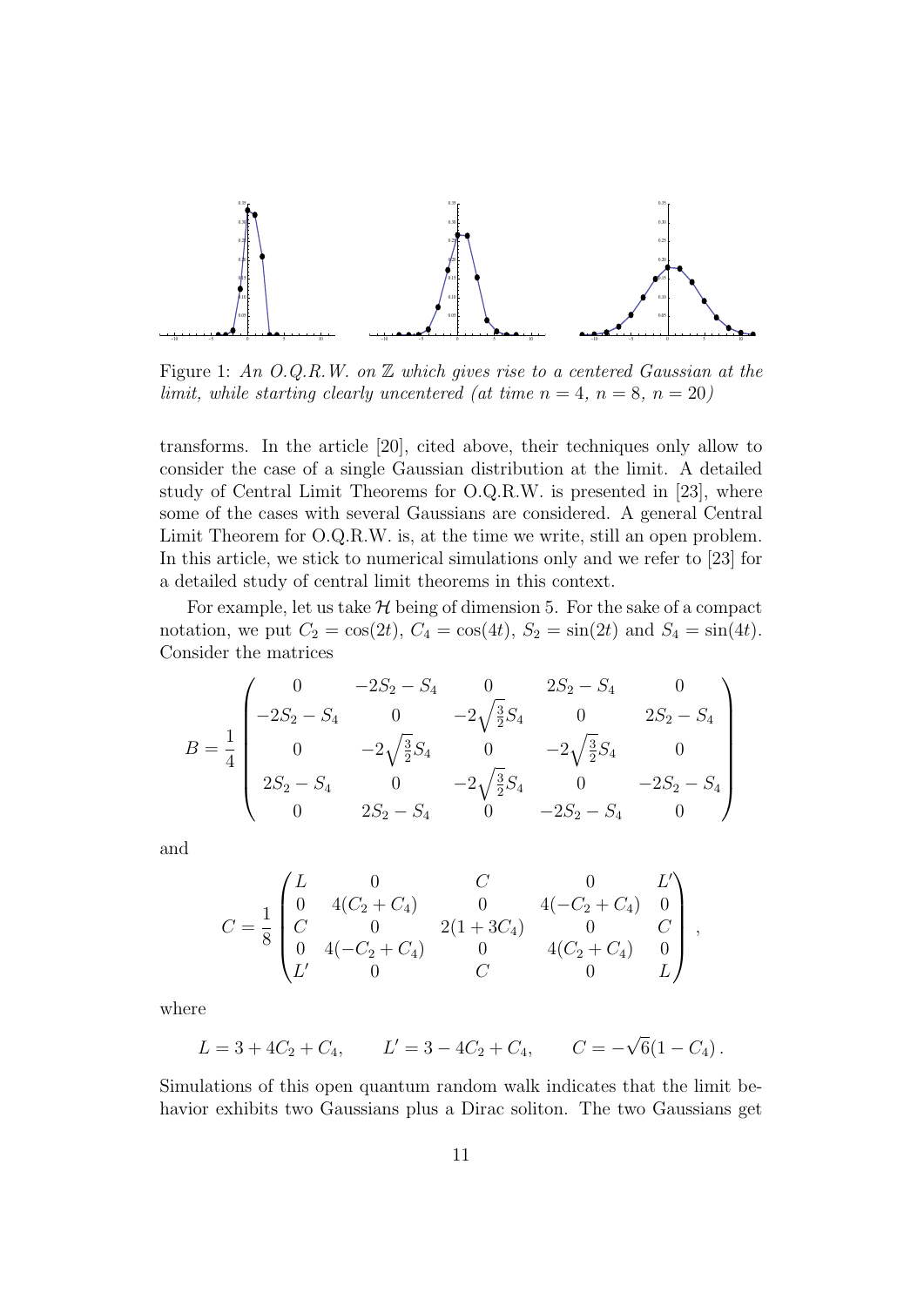Figure 1: *An O.Q.R.W. on $\mathbb{Z}$ which gives rise to a centered Gaussian at the limit, while starting clearly uncentered (at time $n = 4$, $n = 8$, $n = 20$)*

transforms. In the article [20], cited above, their techniques only allow to consider the case of a single Gaussian distribution at the limit. A detailed study of Central Limit Theorems for O.Q.R.W. is presented in [23], where some of the cases with several Gaussians are considered. A general Central Limit Theorem for O.Q.R.W. is, at the time we write, still an open problem. In this article, we stick to numerical simulations only and we refer to [23] for a detailed study of central limit theorems in this context.

For example, let us take $\mathcal{H}$ being of dimension 5. For the sake of a compact notation, we put $C_2 = \cos(2t)$, $C_4 = \cos(4t)$, $S_2 = \sin(2t)$ and $S_4 = \sin(4t)$. Consider the matrices

$$
B = \frac{1}{4}\begin{pmatrix}
0 & -2S_2 - S_4 & 0 & 2S_2 - S_4 & 0 \\
-2S_2 - S_4 & 0 & -2\sqrt{\frac{3}{2}}S_4 & 0 & 2S_2 - S_4 \\
0 & -2\sqrt{\frac{3}{2}}S_4 & 0 & -2\sqrt{\frac{3}{2}}S_4 & 0 \\
2S_2 - S_4 & 0 & -2\sqrt{\frac{3}{2}}S_4 & 0 & -2S_2 - S_4 \\
0 & 2S_2 - S_4 & 0 & -2S_2 - S_4 & 0
\end{pmatrix}
$$

and

$$
C = \frac{1}{8}\begin{pmatrix}
L & 0 & C & 0 & L' \\
0 & 4(C_2 + C_4) & 0 & 4(-C_2 + C_4) & 0 \\
C & 0 & 2(1 + 3C_4) & 0 & C \\
0 & 4(-C_2 + C_4) & 0 & 4(C_2 + C_4) & 0 \\
L' & 0 & C & 0 & L
\end{pmatrix},
$$

where

$$
L = 3 + 4C_2 + C_4, \qquad L' = 3 - 4C_2 + C_4, \qquad C = -\sqrt{6}(1 - C_4)\,.
$$

Simulations of this open quantum random walk indicates that the limit behavior exhibits two Gaussians plus a Dirac soliton. The two Gaussians get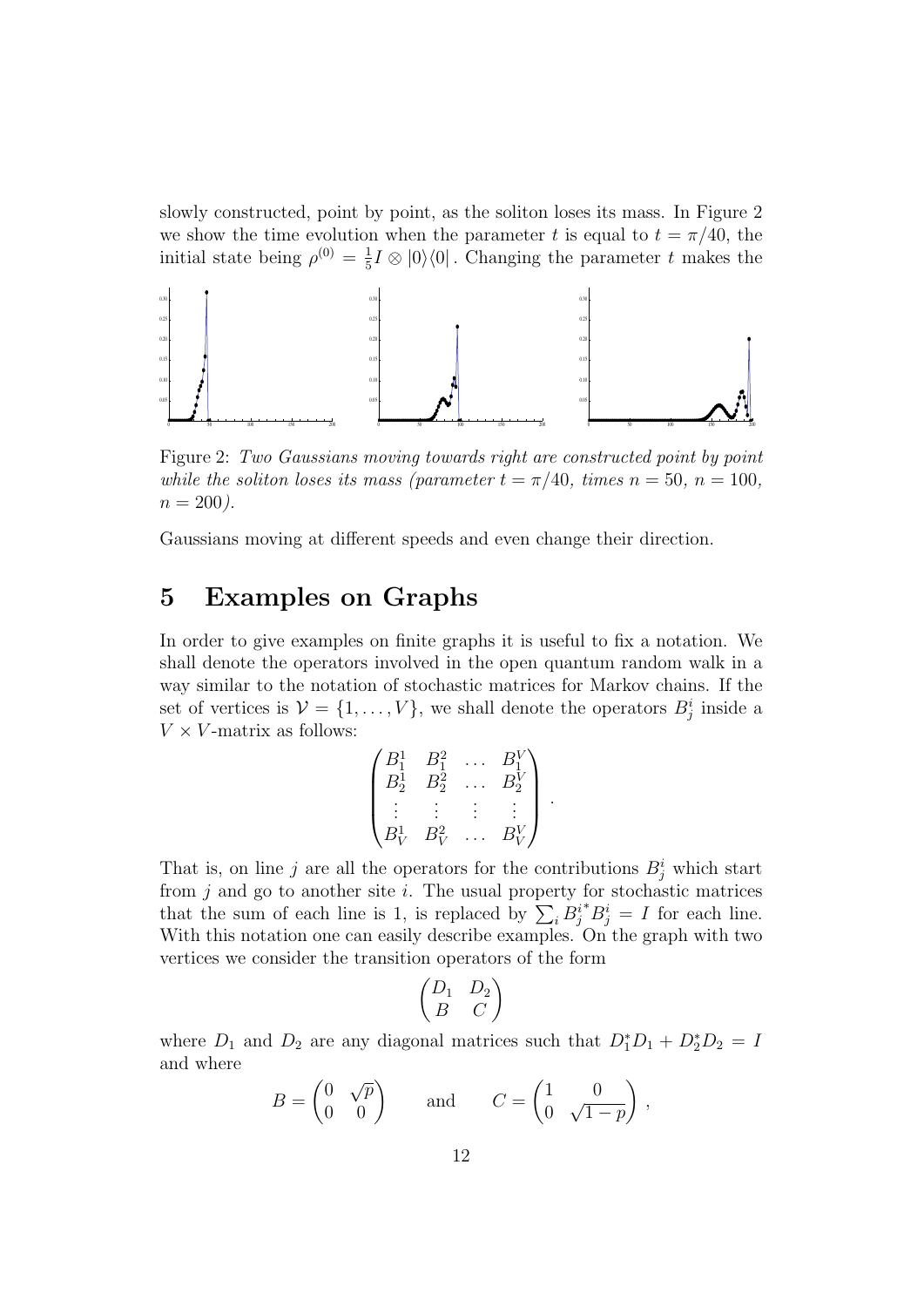slowly constructed, point by point, as the soliton loses its mass. In Figure 2 we show the time evolution when the parameter $t$ is equal to $t = \pi/40$, the initial state being $\rho^{(0)} = \frac{1}{5} I \otimes |0\rangle\langle 0|$. Changing the parameter $t$ makes the

Figure 2: *Two Gaussians moving towards right are constructed point by point while the soliton loses its mass (parameter $t = \pi/40$, times $n = 50$, $n = 100$, $n = 200$).*

Gaussians moving at different speeds and even change their direction.

# 5 Examples on Graphs

In order to give examples on finite graphs it is useful to fix a notation. We shall denote the operators involved in the open quantum random walk in a way similar to the notation of stochastic matrices for Markov chains. If the set of vertices is $\mathcal{V} = \{1, \ldots, V\}$, we shall denote the operators $B_j^i$ inside a $V \times V$-matrix as follows:

$$\begin{pmatrix} B_1^1 & B_1^2 & \ldots & B_1^V \\ B_2^1 & B_2^2 & \ldots & B_2^V \\ \vdots & \vdots & \vdots & \vdots \\ B_V^1 & B_V^2 & \ldots & B_V^V \end{pmatrix}.$$

That is, on line $j$ are all the operators for the contributions $B_j^i$ which start from $j$ and go to another site $i$. The usual property for stochastic matrices that the sum of each line is 1, is replaced by $\sum_i {B_j^i}^* B_j^i = I$ for each line. With this notation one can easily describe examples. On the graph with two vertices we consider the transition operators of the form

$$\begin{pmatrix} D_1 & D_2 \\ B & C \end{pmatrix}$$

where $D_1$ and $D_2$ are any diagonal matrices such that $D_1^* D_1 + D_2^* D_2 = I$ and where

$$B = \begin{pmatrix} 0 & \sqrt{p} \\ 0 & 0 \end{pmatrix} \qquad \text{and} \qquad C = \begin{pmatrix} 1 & 0 \\ 0 & \sqrt{1-p} \end{pmatrix},$$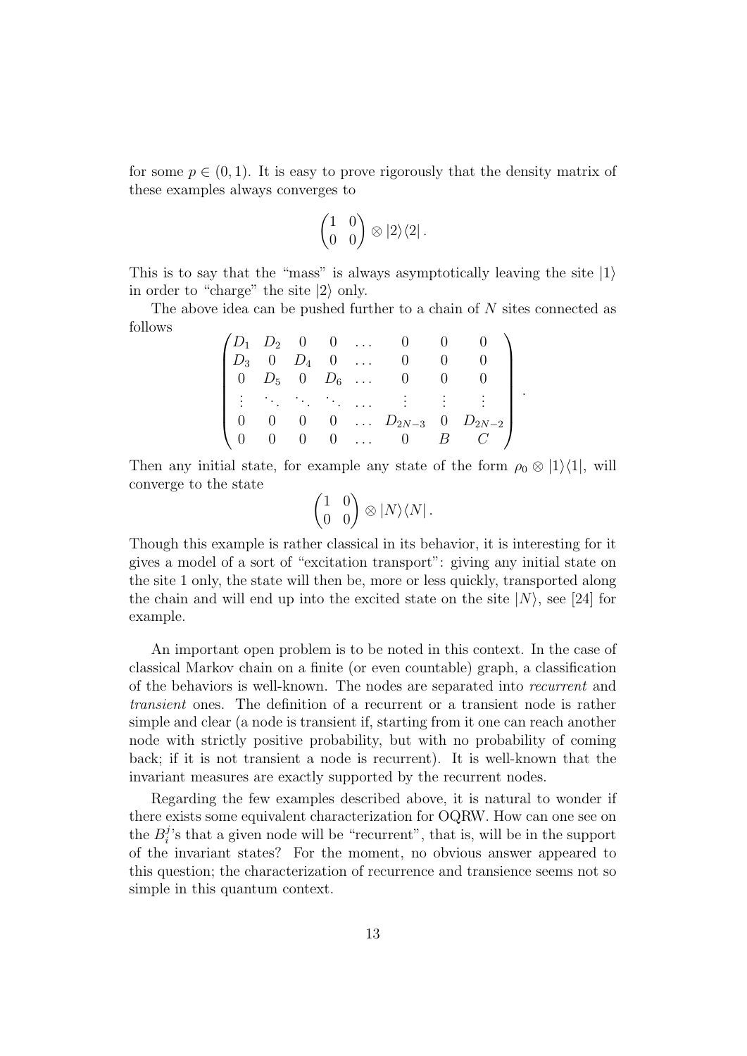for some $p \in (0, 1)$. It is easy to prove rigorously that the density matrix of these examples always converges to

$$\begin{pmatrix} 1 & 0 \\ 0 & 0 \end{pmatrix} \otimes |2\rangle\langle 2| \,.$$

This is to say that the "mass" is always asymptotically leaving the site $|1\rangle$ in order to "charge" the site $|2\rangle$ only.

The above idea can be pushed further to a chain of $N$ sites connected as follows

$$\begin{pmatrix} D_1 & D_2 & 0 & 0 & \dots & 0 & 0 & 0 \\ D_3 & 0 & D_4 & 0 & \dots & 0 & 0 & 0 \\ 0 & D_5 & 0 & D_6 & \dots & 0 & 0 & 0 \\ \vdots & \ddots & \ddots & \ddots & \dots & \vdots & \vdots & \vdots \\ 0 & 0 & 0 & 0 & \dots & D_{2N-3} & 0 & D_{2N-2} \\ 0 & 0 & 0 & 0 & \dots & 0 & B & C \end{pmatrix} .$$

Then any initial state, for example any state of the form $\rho_0 \otimes |1\rangle\langle 1|$, will converge to the state

$$\begin{pmatrix} 1 & 0 \\ 0 & 0 \end{pmatrix} \otimes |N\rangle\langle N| \,.$$

Though this example is rather classical in its behavior, it is interesting for it gives a model of a sort of "excitation transport": giving any initial state on the site 1 only, the state will then be, more or less quickly, transported along the chain and will end up into the excited state on the site $|N\rangle$, see [24] for example.

An important open problem is to be noted in this context. In the case of classical Markov chain on a finite (or even countable) graph, a classification of the behaviors is well-known. The nodes are separated into *recurrent* and *transient* ones. The definition of a recurrent or a transient node is rather simple and clear (a node is transient if, starting from it one can reach another node with strictly positive probability, but with no probability of coming back; if it is not transient a node is recurrent). It is well-known that the invariant measures are exactly supported by the recurrent nodes.

Regarding the few examples described above, it is natural to wonder if there exists some equivalent characterization for OQRW. How can one see on the $B_i^j$'s that a given node will be "recurrent", that is, will be in the support of the invariant states? For the moment, no obvious answer appeared to this question; the characterization of recurrence and transience seems not so simple in this quantum context.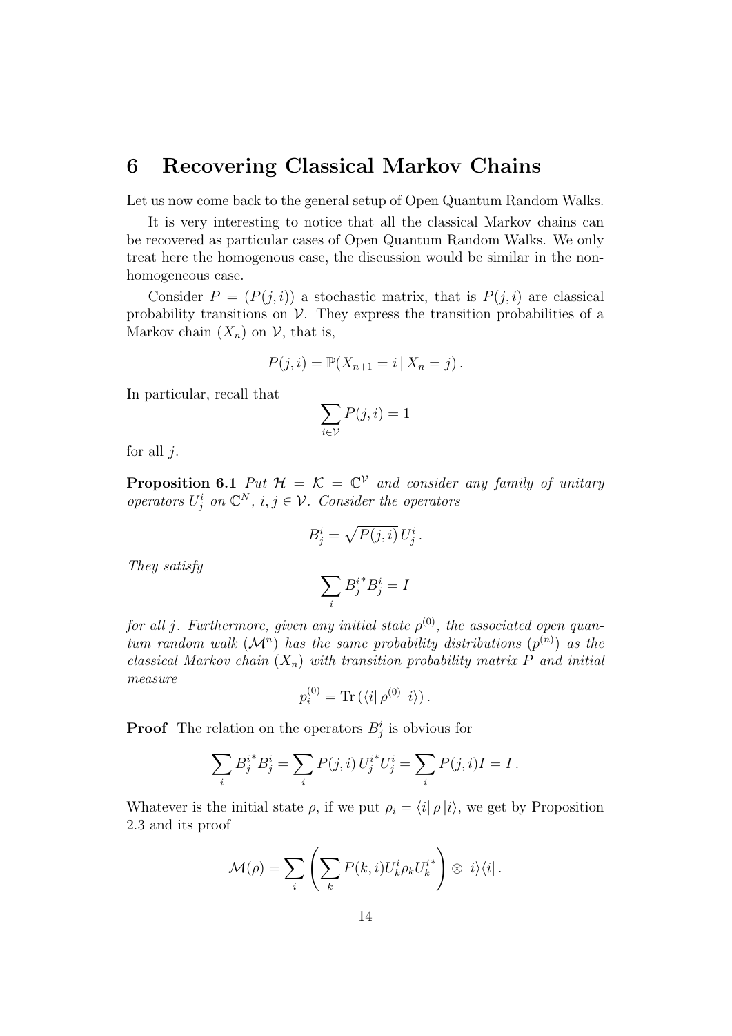# 6 Recovering Classical Markov Chains

Let us now come back to the general setup of Open Quantum Random Walks.

It is very interesting to notice that all the classical Markov chains can be recovered as particular cases of Open Quantum Random Walks. We only treat here the homogenous case, the discussion would be similar in the non-homogeneous case.

Consider $P = (P(j,i))$ a stochastic matrix, that is $P(j,i)$ are classical probability transitions on $\mathcal{V}$. They express the transition probabilities of a Markov chain $(X_n)$ on $\mathcal{V}$, that is,

$$P(j,i) = \mathbb{P}(X_{n+1} = i \,|\, X_n = j)\,.$$

In particular, recall that

$$\sum_{i\in\mathcal{V}} P(j,i) = 1$$

for all $j$.

**Proposition 6.1** *Put $\mathcal{H} = \mathcal{K} = \mathbb{C}^{\mathcal{V}}$ and consider any family of unitary operators $U_j^i$ on $\mathbb{C}^N$, $i,j \in \mathcal{V}$. Consider the operators*

$$B_j^i = \sqrt{P(j,i)}\, U_j^i\,.$$

*They satisfy*

$$\sum_i {B_j^i}^* B_j^i = I$$

*for all $j$. Furthermore, given any initial state $\rho^{(0)}$, the associated open quantum random walk $(\mathcal{M}^n)$ has the same probability distributions $(p^{(n)})$ as the classical Markov chain $(X_n)$ with transition probability matrix $P$ and initial measure*

$$p_i^{(0)} = \mathrm{Tr}\left(\langle i|\, \rho^{(0)}\, |i\rangle\right).$$

**Proof** The relation on the operators $B_j^i$ is obvious for

$$\sum_i {B_j^i}^* B_j^i = \sum_i P(j,i)\, {U_j^i}^* U_j^i = \sum_i P(j,i) I = I\,.$$

Whatever is the initial state $\rho$, if we put $\rho_i = \langle i|\, \rho\, |i\rangle$, we get by Proposition 2.3 and its proof

$$\mathcal{M}(\rho) = \sum_i \left( \sum_k P(k,i) U_k^i \rho_k {U_k^i}^* \right) \otimes |i\rangle\langle i|\,.$$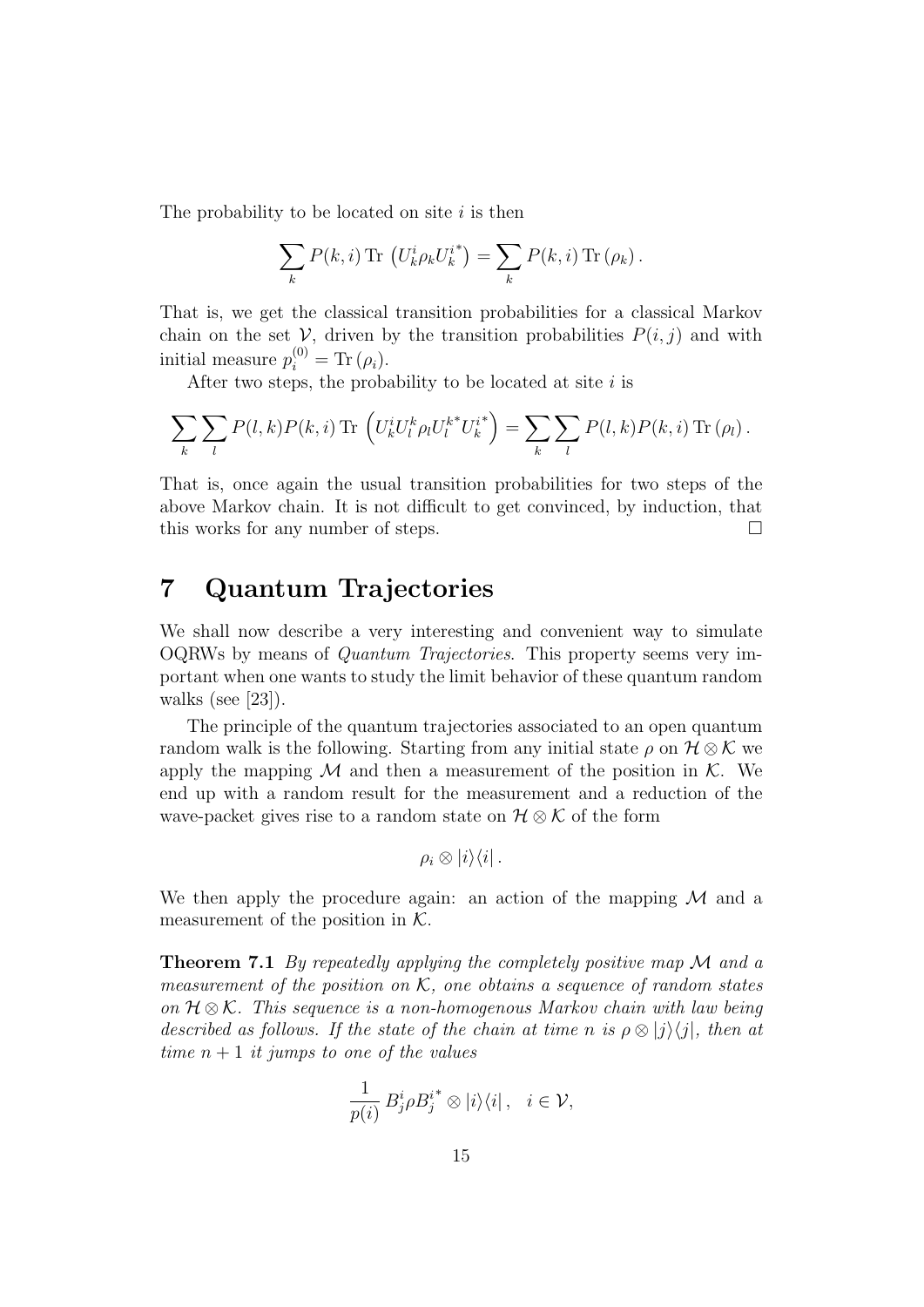The probability to be located on site $i$ is then

$$\sum_k P(k,i) \operatorname{Tr}\left(U_k^i \rho_k U_k^{i^*}\right) = \sum_k P(k,i) \operatorname{Tr}(\rho_k).$$

That is, we get the classical transition probabilities for a classical Markov chain on the set $\mathcal{V}$, driven by the transition probabilities $P(i,j)$ and with initial measure $p_i^{(0)} = \operatorname{Tr}(\rho_i)$.

After two steps, the probability to be located at site $i$ is

$$\sum_k \sum_l P(l,k)P(k,i) \operatorname{Tr}\left(U_k^i U_l^k \rho_l U_l^{k^*} U_k^{i^*}\right) = \sum_k \sum_l P(l,k)P(k,i) \operatorname{Tr}(\rho_l).$$

That is, once again the usual transition probabilities for two steps of the above Markov chain. It is not difficult to get convinced, by induction, that this works for any number of steps. □

# 7 Quantum Trajectories

We shall now describe a very interesting and convenient way to simulate OQRWs by means of *Quantum Trajectories*. This property seems very important when one wants to study the limit behavior of these quantum random walks (see [23]).

The principle of the quantum trajectories associated to an open quantum random walk is the following. Starting from any initial state $\rho$ on $\mathcal{H} \otimes \mathcal{K}$ we apply the mapping $\mathcal{M}$ and then a measurement of the position in $\mathcal{K}$. We end up with a random result for the measurement and a reduction of the wave-packet gives rise to a random state on $\mathcal{H} \otimes \mathcal{K}$ of the form

$$\rho_i \otimes |i\rangle\langle i|.$$

We then apply the procedure again: an action of the mapping $\mathcal{M}$ and a measurement of the position in $\mathcal{K}$.

**Theorem 7.1** *By repeatedly applying the completely positive map $\mathcal{M}$ and a measurement of the position on $\mathcal{K}$, one obtains a sequence of random states on $\mathcal{H} \otimes \mathcal{K}$. This sequence is a non-homogenous Markov chain with law being described as follows. If the state of the chain at time $n$ is $\rho \otimes |j\rangle\langle j|$, then at time $n+1$ it jumps to one of the values*

$$\frac{1}{p(i)} B_j^i \rho B_j^{i^*} \otimes |i\rangle\langle i|, \quad i \in \mathcal{V},$$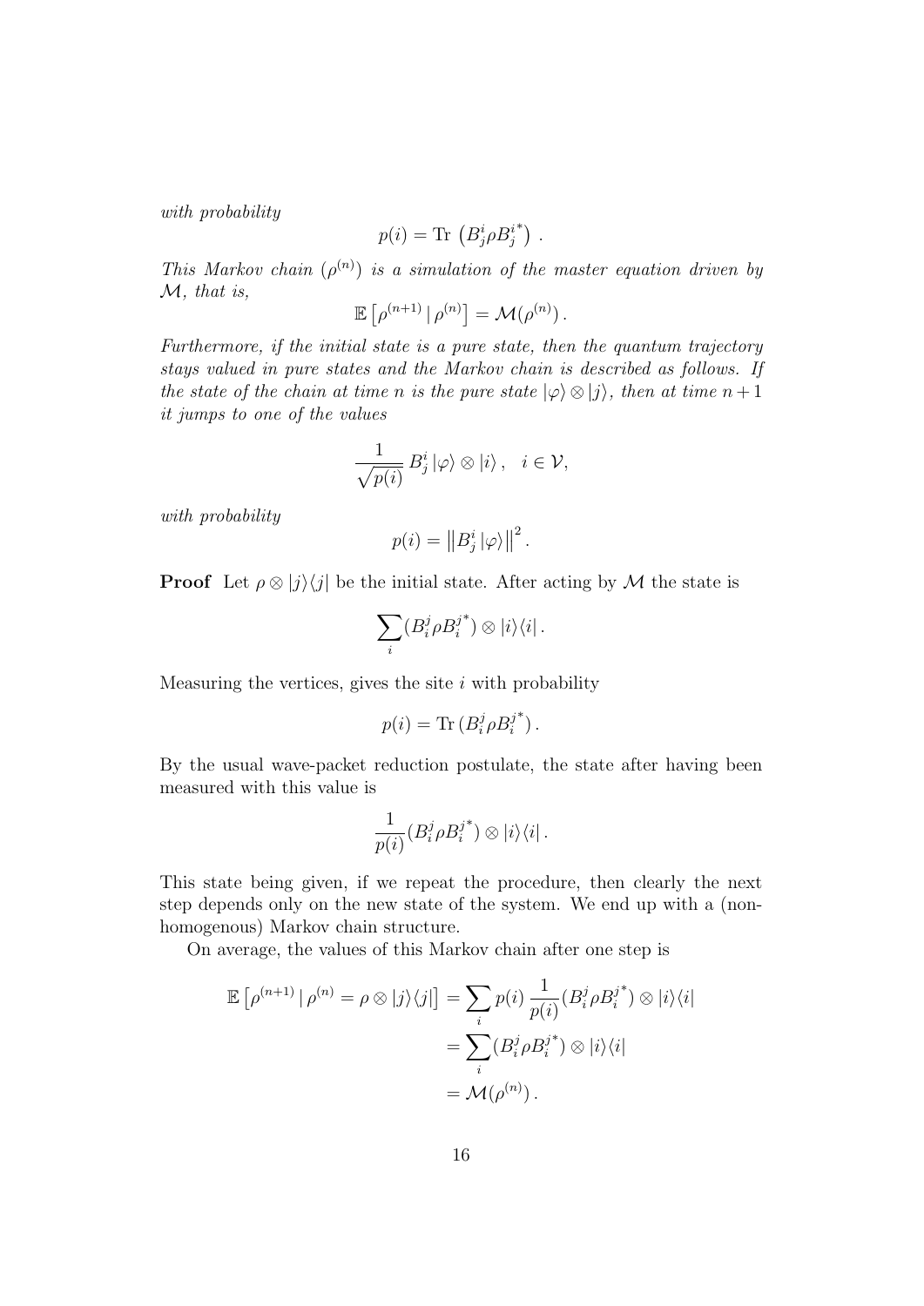*with probability*

$$p(i) = \mathrm{Tr}\,\left(B_j^i \rho B_j^{i^*}\right).$$

*This Markov chain $(\rho^{(n)})$ is a simulation of the master equation driven by $\mathcal{M}$, that is,*

$$\mathbb{E}\left[\rho^{(n+1)}\,|\,\rho^{(n)}\right] = \mathcal{M}(\rho^{(n)})\,.$$

*Furthermore, if the initial state is a pure state, then the quantum trajectory stays valued in pure states and the Markov chain is described as follows. If the state of the chain at time $n$ is the pure state $|\varphi\rangle \otimes |j\rangle$, then at time $n+1$ it jumps to one of the values*

$$\frac{1}{\sqrt{p(i)}}\,B_j^i\,|\varphi\rangle \otimes |i\rangle\,, \quad i \in \mathcal{V},$$

*with probability*

$$p(i) = \left\|B_j^i\,|\varphi\rangle\right\|^2.$$

**Proof** Let $\rho \otimes |j\rangle\langle j|$ be the initial state. After acting by $\mathcal{M}$ the state is

$$\sum_i (B_i^j \rho B_i^{j^*}) \otimes |i\rangle\langle i|\,.$$

Measuring the vertices, gives the site $i$ with probability

$$p(i) = \mathrm{Tr}\,(B_i^j \rho B_i^{j^*})\,.$$

By the usual wave-packet reduction postulate, the state after having been measured with this value is

$$\frac{1}{p(i)}(B_i^j \rho B_i^{j^*}) \otimes |i\rangle\langle i|\,.$$

This state being given, if we repeat the procedure, then clearly the next step depends only on the new state of the system. We end up with a (non-homogenous) Markov chain structure.

On average, the values of this Markov chain after one step is

$$\begin{aligned}
\mathbb{E}\left[\rho^{(n+1)}\,|\,\rho^{(n)} = \rho \otimes |j\rangle\langle j|\right] &= \sum_i p(i)\,\frac{1}{p(i)}(B_i^j \rho B_i^{j^*}) \otimes |i\rangle\langle i| \\
&= \sum_i (B_i^j \rho B_i^{j^*}) \otimes |i\rangle\langle i| \\
&= \mathcal{M}(\rho^{(n)})\,.
\end{aligned}$$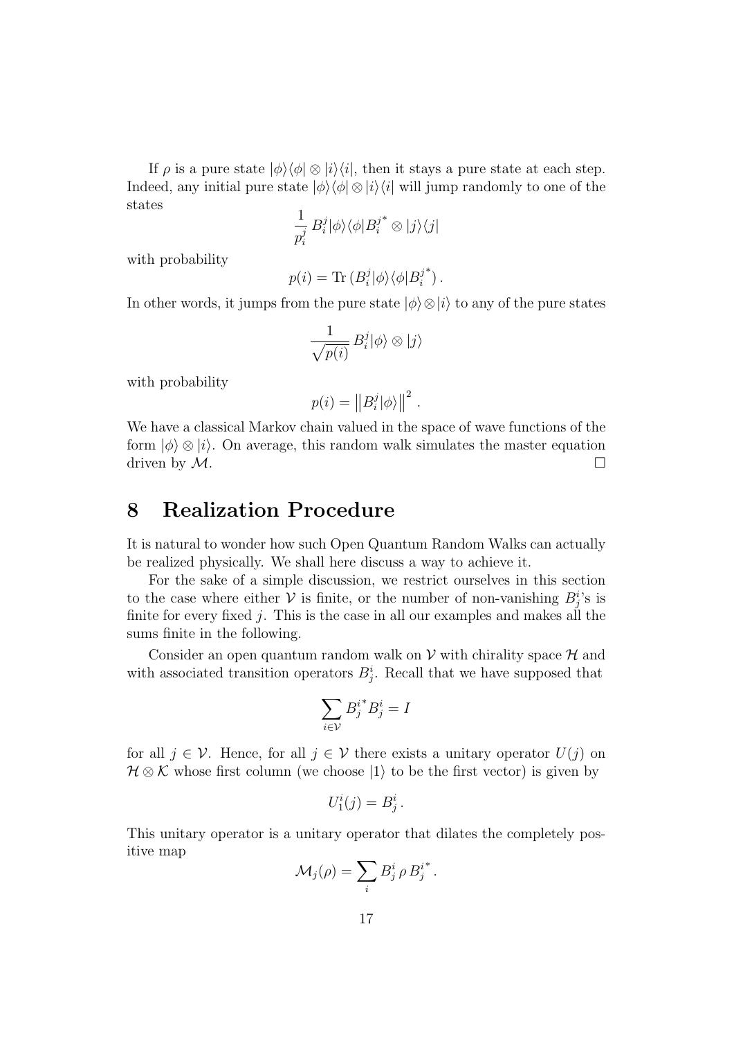If $\rho$ is a pure state $|\phi\rangle\langle\phi| \otimes |i\rangle\langle i|$, then it stays a pure state at each step. Indeed, any initial pure state $|\phi\rangle\langle\phi| \otimes |i\rangle\langle i|$ will jump randomly to one of the states

$$\frac{1}{p_i^j} B_i^j |\phi\rangle\langle\phi| B_i^{j^*} \otimes |j\rangle\langle j|$$

with probability

$$p(i) = \mathrm{Tr}\,(B_i^j |\phi\rangle\langle\phi| B_i^{j^*})\,.$$

In other words, it jumps from the pure state $|\phi\rangle \otimes |i\rangle$ to any of the pure states

$$\frac{1}{\sqrt{p(i)}}\, B_i^j |\phi\rangle \otimes |j\rangle$$

with probability

$$p(i) = \left\| B_i^j |\phi\rangle \right\|^2 \,.$$

We have a classical Markov chain valued in the space of wave functions of the form $|\phi\rangle \otimes |i\rangle$. On average, this random walk simulates the master equation driven by $\mathcal{M}$. □

# 8 Realization Procedure

It is natural to wonder how such Open Quantum Random Walks can actually be realized physically. We shall here discuss a way to achieve it.

For the sake of a simple discussion, we restrict ourselves in this section to the case where either $\mathcal{V}$ is finite, or the number of non-vanishing $B_j^i$'s is finite for every fixed $j$. This is the case in all our examples and makes all the sums finite in the following.

Consider an open quantum random walk on $\mathcal{V}$ with chirality space $\mathcal{H}$ and with associated transition operators $B_j^i$. Recall that we have supposed that

$$\sum_{i \in \mathcal{V}} B_j^{i^*} B_j^i = I$$

for all $j \in \mathcal{V}$. Hence, for all $j \in \mathcal{V}$ there exists a unitary operator $U(j)$ on $\mathcal{H} \otimes \mathcal{K}$ whose first column (we choose $|1\rangle$ to be the first vector) is given by

$$U_1^i(j) = B_j^i\,.$$

This unitary operator is a unitary operator that dilates the completely positive map

$$\mathcal{M}_j(\rho) = \sum_i B_j^i \,\rho\, B_j^{i^*}\,.$$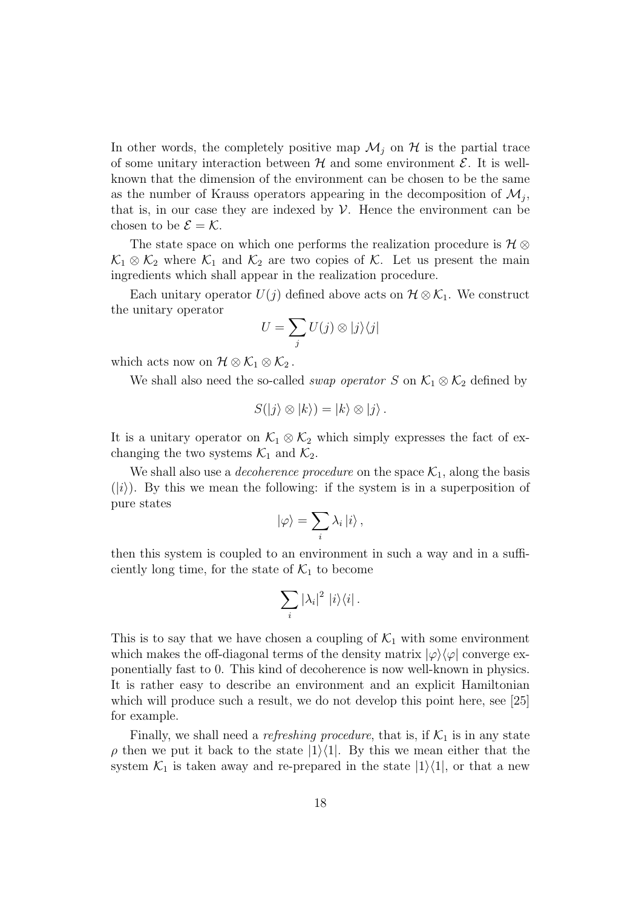In other words, the completely positive map $\mathcal{M}_j$ on $\mathcal{H}$ is the partial trace of some unitary interaction between $\mathcal{H}$ and some environment $\mathcal{E}$. It is well-known that the dimension of the environment can be chosen to be the same as the number of Krauss operators appearing in the decomposition of $\mathcal{M}_j$, that is, in our case they are indexed by $\mathcal{V}$. Hence the environment can be chosen to be $\mathcal{E} = \mathcal{K}$.

The state space on which one performs the realization procedure is $\mathcal{H} \otimes \mathcal{K}_1 \otimes \mathcal{K}_2$ where $\mathcal{K}_1$ and $\mathcal{K}_2$ are two copies of $\mathcal{K}$. Let us present the main ingredients which shall appear in the realization procedure.

Each unitary operator $U(j)$ defined above acts on $\mathcal{H} \otimes \mathcal{K}_1$. We construct the unitary operator

$$U = \sum_j U(j) \otimes |j\rangle\langle j|$$

which acts now on $\mathcal{H} \otimes \mathcal{K}_1 \otimes \mathcal{K}_2$.

We shall also need the so-called *swap operator* $S$ on $\mathcal{K}_1 \otimes \mathcal{K}_2$ defined by

$$S(|j\rangle \otimes |k\rangle) = |k\rangle \otimes |j\rangle .$$

It is a unitary operator on $\mathcal{K}_1 \otimes \mathcal{K}_2$ which simply expresses the fact of exchanging the two systems $\mathcal{K}_1$ and $\mathcal{K}_2$.

We shall also use a *decoherence procedure* on the space $\mathcal{K}_1$, along the basis $(|i\rangle)$. By this we mean the following: if the system is in a superposition of pure states

$$|\varphi\rangle = \sum_i \lambda_i \, |i\rangle ,$$

then this system is coupled to an environment in such a way and in a sufficiently long time, for the state of $\mathcal{K}_1$ to become

$$\sum_i |\lambda_i|^2 \; |i\rangle\langle i| .$$

This is to say that we have chosen a coupling of $\mathcal{K}_1$ with some environment which makes the off-diagonal terms of the density matrix $|\varphi\rangle\langle\varphi|$ converge exponentially fast to 0. This kind of decoherence is now well-known in physics. It is rather easy to describe an environment and an explicit Hamiltonian which will produce such a result, we do not develop this point here, see [25] for example.

Finally, we shall need a *refreshing procedure*, that is, if $\mathcal{K}_1$ is in any state $\rho$ then we put it back to the state $|1\rangle\langle 1|$. By this we mean either that the system $\mathcal{K}_1$ is taken away and re-prepared in the state $|1\rangle\langle 1|$, or that a new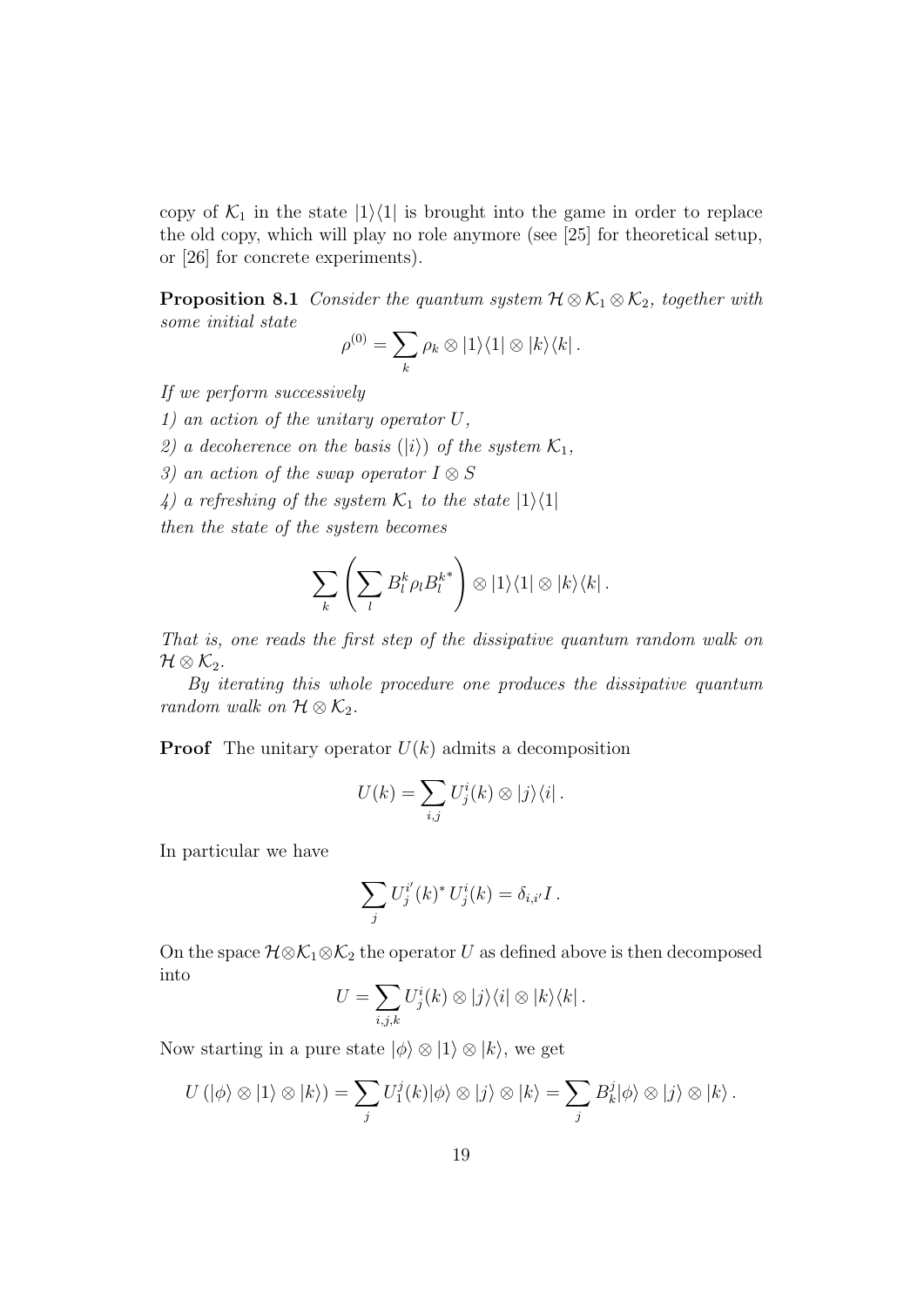copy of $\mathcal{K}_1$ in the state $|1\rangle\langle 1|$ is brought into the game in order to replace the old copy, which will play no role anymore (see [25] for theoretical setup, or [26] for concrete experiments).

**Proposition 8.1** *Consider the quantum system $\mathcal{H}\otimes\mathcal{K}_1\otimes\mathcal{K}_2$, together with some initial state*

$$\rho^{(0)} = \sum_k \rho_k \otimes |1\rangle\langle 1| \otimes |k\rangle\langle k|\,.$$

*If we perform successively*

*1) an action of the unitary operator $U$,*

*2) a decoherence on the basis $(|i\rangle)$ of the system $\mathcal{K}_1$,*

*3) an action of the swap operator $I\otimes S$*

*4) a refreshing of the system $\mathcal{K}_1$ to the state $|1\rangle\langle 1|$*

*then the state of the system becomes*

$$\sum_k \left(\sum_l B_l^k \rho_l B_l^{k^*}\right) \otimes |1\rangle\langle 1| \otimes |k\rangle\langle k|\,.$$

*That is, one reads the first step of the dissipative quantum random walk on $\mathcal{H}\otimes\mathcal{K}_2$.*

*By iterating this whole procedure one produces the dissipative quantum random walk on $\mathcal{H}\otimes\mathcal{K}_2$.*

**Proof** The unitary operator $U(k)$ admits a decomposition

$$U(k) = \sum_{i,j} U_j^i(k) \otimes |j\rangle\langle i|\,.$$

In particular we have

$$\sum_j U_j^{i'}(k)^*\, U_j^i(k) = \delta_{i,i'} I\,.$$

On the space $\mathcal{H}\otimes\mathcal{K}_1\otimes\mathcal{K}_2$ the operator $U$ as defined above is then decomposed into

$$U = \sum_{i,j,k} U_j^i(k) \otimes |j\rangle\langle i| \otimes |k\rangle\langle k|\,.$$

Now starting in a pure state $|\phi\rangle\otimes|1\rangle\otimes|k\rangle$, we get

$$U\left(|\phi\rangle\otimes|1\rangle\otimes|k\rangle\right) = \sum_j U_1^j(k)|\phi\rangle\otimes|j\rangle\otimes|k\rangle = \sum_j B_k^j|\phi\rangle\otimes|j\rangle\otimes|k\rangle\,.$$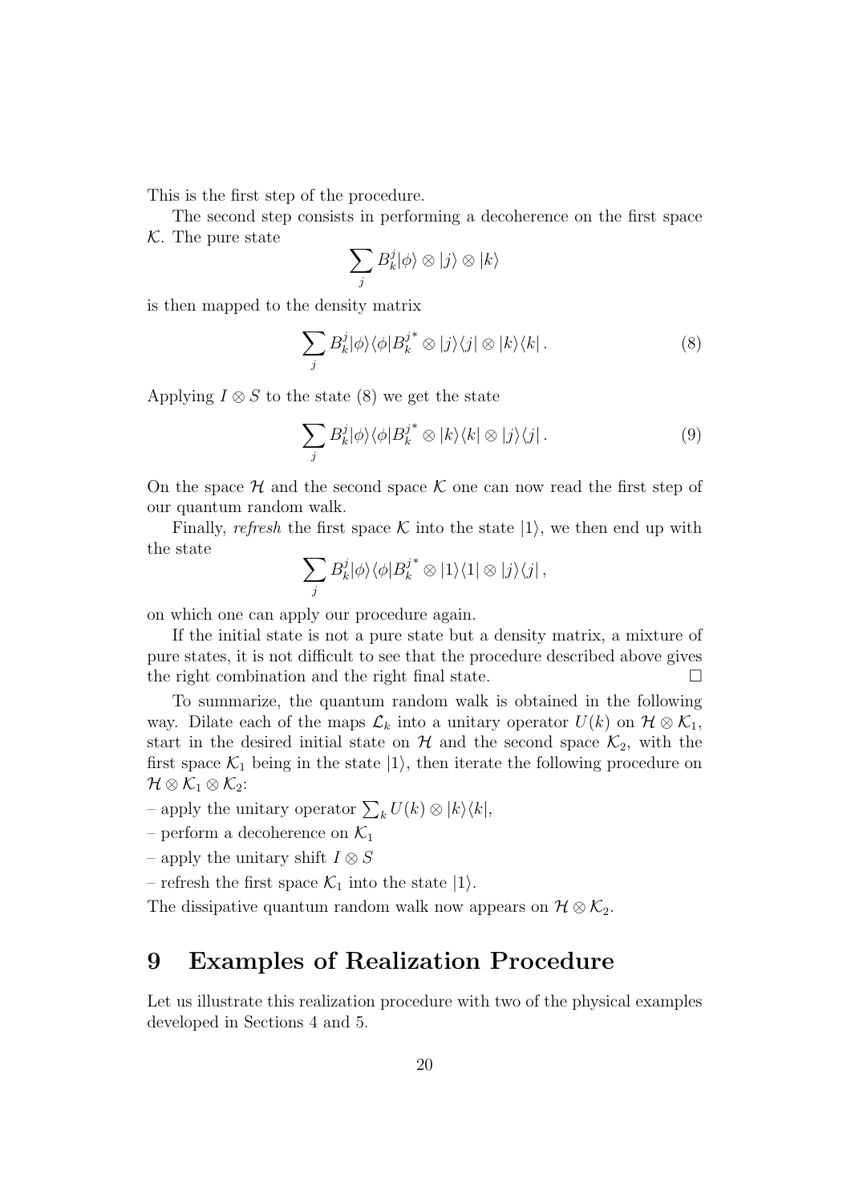This is the first step of the procedure.

The second step consists in performing a decoherence on the first space $\mathcal{K}$. The pure state

$$\sum_j B_k^j |\phi\rangle \otimes |j\rangle \otimes |k\rangle$$

is then mapped to the density matrix

$$\sum_j B_k^j |\phi\rangle\langle\phi| B_k^{j^*} \otimes |j\rangle\langle j| \otimes |k\rangle\langle k| \,. \tag{8}$$

Applying $I \otimes S$ to the state (8) we get the state

$$\sum_j B_k^j |\phi\rangle\langle\phi| B_k^{j^*} \otimes |k\rangle\langle k| \otimes |j\rangle\langle j| \,. \tag{9}$$

On the space $\mathcal{H}$ and the second space $\mathcal{K}$ one can now read the first step of our quantum random walk.

Finally, *refresh* the first space $\mathcal{K}$ into the state $|1\rangle$, we then end up with the state

$$\sum_j B_k^j |\phi\rangle\langle\phi| B_k^{j^*} \otimes |1\rangle\langle 1| \otimes |j\rangle\langle j| \,,$$

on which one can apply our procedure again.

If the initial state is not a pure state but a density matrix, a mixture of pure states, it is not difficult to see that the procedure described above gives the right combination and the right final state. □

To summarize, the quantum random walk is obtained in the following way. Dilate each of the maps $\mathcal{L}_k$ into a unitary operator $U(k)$ on $\mathcal{H} \otimes \mathcal{K}_1$, start in the desired initial state on $\mathcal{H}$ and the second space $\mathcal{K}_2$, with the first space $\mathcal{K}_1$ being in the state $|1\rangle$, then iterate the following procedure on $\mathcal{H} \otimes \mathcal{K}_1 \otimes \mathcal{K}_2$:

– apply the unitary operator $\sum_k U(k) \otimes |k\rangle\langle k|$,

– perform a decoherence on $\mathcal{K}_1$

– apply the unitary shift $I \otimes S$

– refresh the first space $\mathcal{K}_1$ into the state $|1\rangle$.

The dissipative quantum random walk now appears on $\mathcal{H} \otimes \mathcal{K}_2$.

# 9 Examples of Realization Procedure

Let us illustrate this realization procedure with two of the physical examples developed in Sections 4 and 5.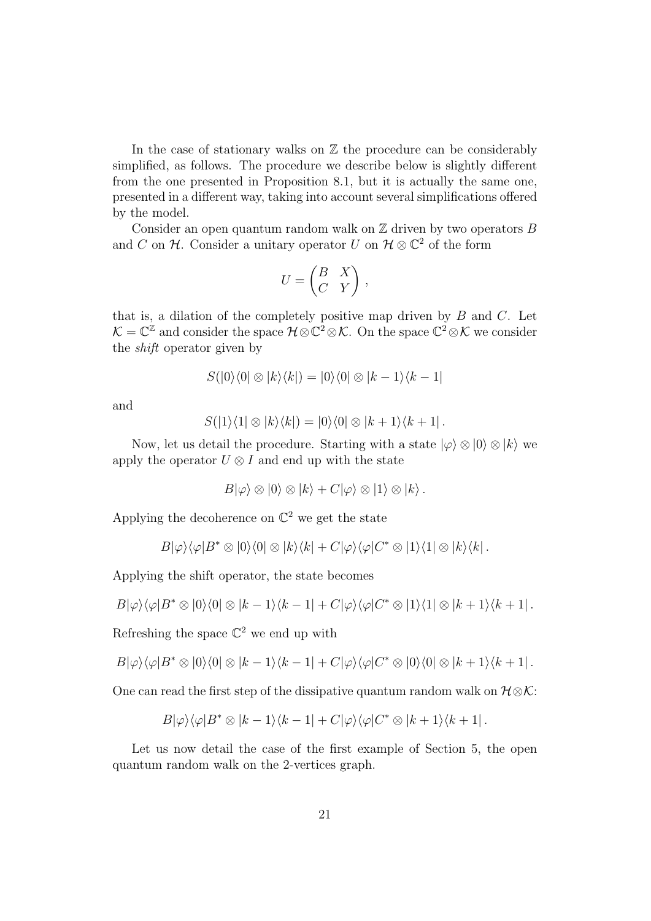In the case of stationary walks on $\mathbb{Z}$ the procedure can be considerably simplified, as follows. The procedure we describe below is slightly different from the one presented in Proposition 8.1, but it is actually the same one, presented in a different way, taking into account several simplifications offered by the model.

Consider an open quantum random walk on $\mathbb{Z}$ driven by two operators $B$ and $C$ on $\mathcal{H}$. Consider a unitary operator $U$ on $\mathcal{H} \otimes \mathbb{C}^2$ of the form

$$U = \begin{pmatrix} B & X \\ C & Y \end{pmatrix} ,$$

that is, a dilation of the completely positive map driven by $B$ and $C$. Let $\mathcal{K} = \mathbb{C}^{\mathbb{Z}}$ and consider the space $\mathcal{H} \otimes \mathbb{C}^2 \otimes \mathcal{K}$. On the space $\mathbb{C}^2 \otimes \mathcal{K}$ we consider the *shift* operator given by

$$S(|0\rangle\langle 0| \otimes |k\rangle\langle k|) = |0\rangle\langle 0| \otimes |k-1\rangle\langle k-1|$$

and

$$S(|1\rangle\langle 1| \otimes |k\rangle\langle k|) = |0\rangle\langle 0| \otimes |k+1\rangle\langle k+1| .$$

Now, let us detail the procedure. Starting with a state $|\varphi\rangle \otimes |0\rangle \otimes |k\rangle$ we apply the operator $U \otimes I$ and end up with the state

$$B|\varphi\rangle \otimes |0\rangle \otimes |k\rangle + C|\varphi\rangle \otimes |1\rangle \otimes |k\rangle .$$

Applying the decoherence on $\mathbb{C}^2$ we get the state

$$B|\varphi\rangle\langle\varphi|B^* \otimes |0\rangle\langle 0| \otimes |k\rangle\langle k| + C|\varphi\rangle\langle\varphi|C^* \otimes |1\rangle\langle 1| \otimes |k\rangle\langle k| .$$

Applying the shift operator, the state becomes

$$B|\varphi\rangle\langle\varphi|B^* \otimes |0\rangle\langle 0| \otimes |k-1\rangle\langle k-1| + C|\varphi\rangle\langle\varphi|C^* \otimes |1\rangle\langle 1| \otimes |k+1\rangle\langle k+1| .$$

Refreshing the space $\mathbb{C}^2$ we end up with

$$B|\varphi\rangle\langle\varphi|B^* \otimes |0\rangle\langle 0| \otimes |k-1\rangle\langle k-1| + C|\varphi\rangle\langle\varphi|C^* \otimes |0\rangle\langle 0| \otimes |k+1\rangle\langle k+1| .$$

One can read the first step of the dissipative quantum random walk on $\mathcal{H}\otimes\mathcal{K}$:

$$B|\varphi\rangle\langle\varphi|B^* \otimes |k-1\rangle\langle k-1| + C|\varphi\rangle\langle\varphi|C^* \otimes |k+1\rangle\langle k+1| .$$

Let us now detail the case of the first example of Section 5, the open quantum random walk on the 2-vertices graph.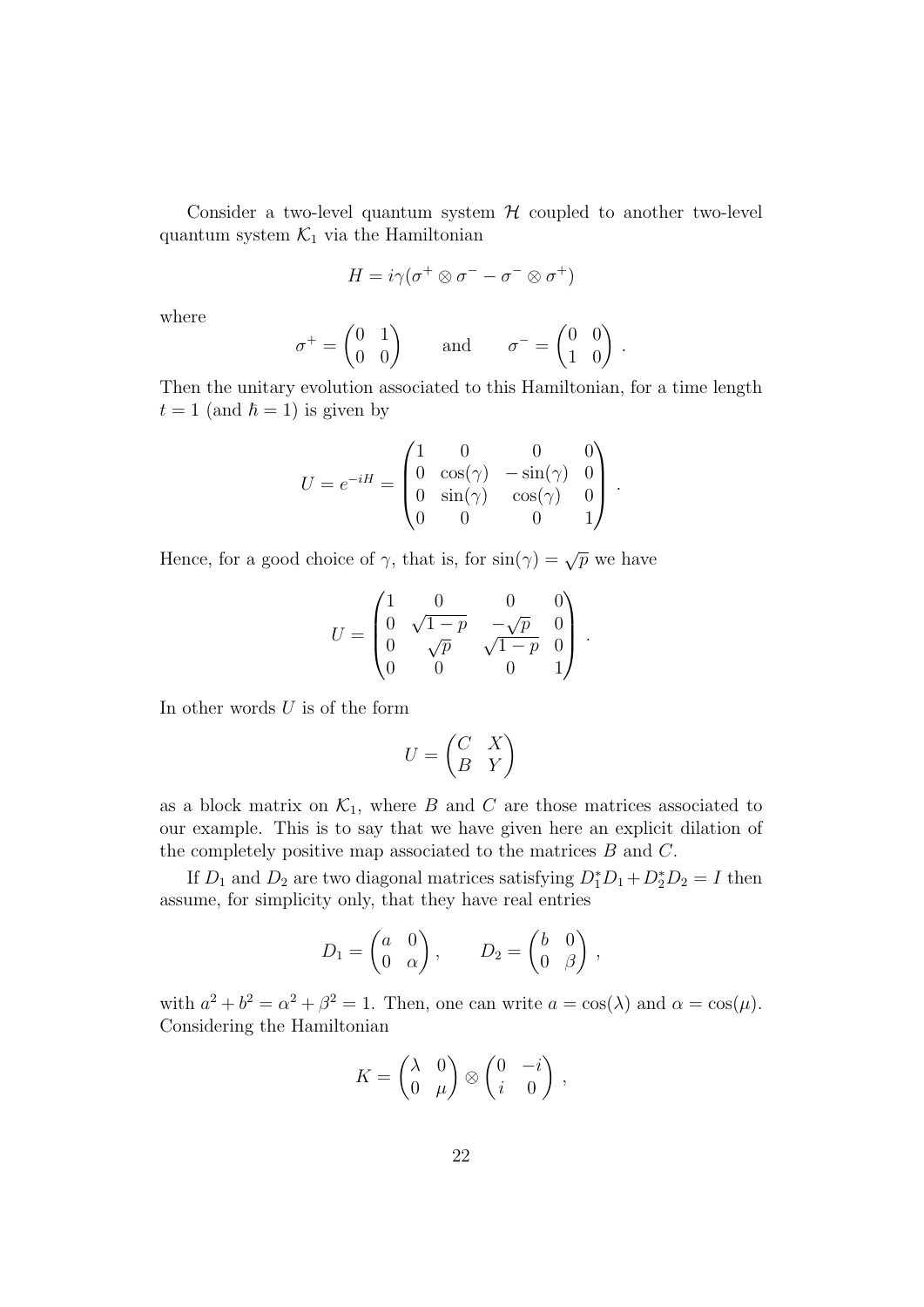Consider a two-level quantum system $\mathcal{H}$ coupled to another two-level quantum system $\mathcal{K}_1$ via the Hamiltonian

$$H = i\gamma(\sigma^+ \otimes \sigma^- - \sigma^- \otimes \sigma^+)$$

where

$$\sigma^+ = \begin{pmatrix} 0 & 1 \\ 0 & 0 \end{pmatrix} \qquad \text{and} \qquad \sigma^- = \begin{pmatrix} 0 & 0 \\ 1 & 0 \end{pmatrix} .$$

Then the unitary evolution associated to this Hamiltonian, for a time length $t = 1$ (and $\hbar = 1$) is given by

$$U = e^{-iH} = \begin{pmatrix} 1 & 0 & 0 & 0 \\ 0 & \cos(\gamma) & -\sin(\gamma) & 0 \\ 0 & \sin(\gamma) & \cos(\gamma) & 0 \\ 0 & 0 & 0 & 1 \end{pmatrix} .$$

Hence, for a good choice of $\gamma$, that is, for $\sin(\gamma) = \sqrt{p}$ we have

$$U = \begin{pmatrix} 1 & 0 & 0 & 0 \\ 0 & \sqrt{1-p} & -\sqrt{p} & 0 \\ 0 & \sqrt{p} & \sqrt{1-p} & 0 \\ 0 & 0 & 0 & 1 \end{pmatrix} .$$

In other words $U$ is of the form

$$U = \begin{pmatrix} C & X \\ B & Y \end{pmatrix}$$

as a block matrix on $\mathcal{K}_1$, where $B$ and $C$ are those matrices associated to our example. This is to say that we have given here an explicit dilation of the completely positive map associated to the matrices $B$ and $C$.

If $D_1$ and $D_2$ are two diagonal matrices satisfying $D_1^* D_1 + D_2^* D_2 = I$ then assume, for simplicity only, that they have real entries

$$D_1 = \begin{pmatrix} a & 0 \\ 0 & \alpha \end{pmatrix}, \qquad D_2 = \begin{pmatrix} b & 0 \\ 0 & \beta \end{pmatrix} ,$$

with $a^2 + b^2 = \alpha^2 + \beta^2 = 1$. Then, one can write $a = \cos(\lambda)$ and $\alpha = \cos(\mu)$. Considering the Hamiltonian

$$K = \begin{pmatrix} \lambda & 0 \\ 0 & \mu \end{pmatrix} \otimes \begin{pmatrix} 0 & -i \\ i & 0 \end{pmatrix} ,$$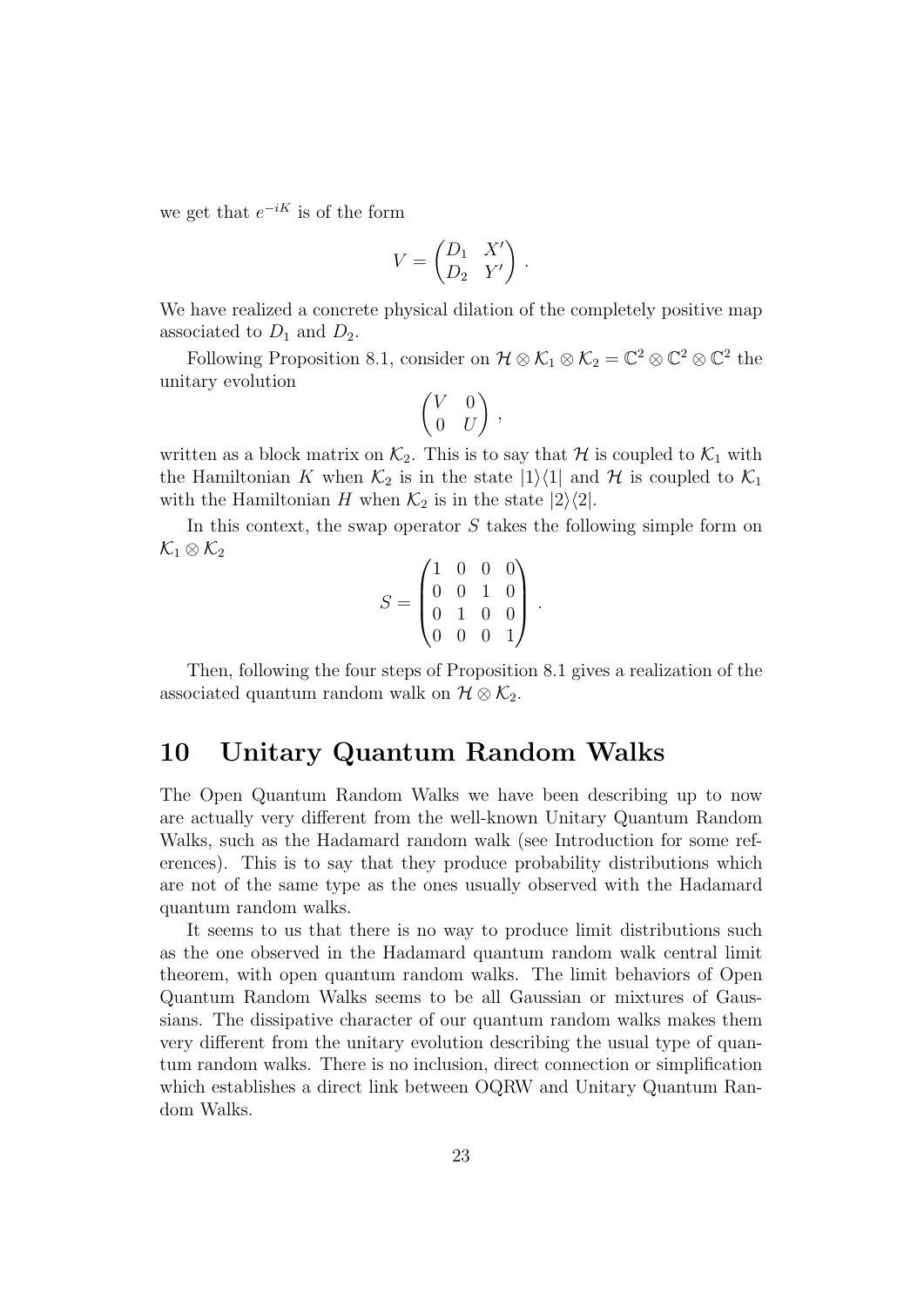we get that $e^{-iK}$ is of the form

$$V = \begin{pmatrix} D_1 & X' \\ D_2 & Y' \end{pmatrix}.$$

We have realized a concrete physical dilation of the completely positive map associated to $D_1$ and $D_2$.

Following Proposition 8.1, consider on $\mathcal{H} \otimes \mathcal{K}_1 \otimes \mathcal{K}_2 = \mathbb{C}^2 \otimes \mathbb{C}^2 \otimes \mathbb{C}^2$ the unitary evolution

$$\begin{pmatrix} V & 0 \\ 0 & U \end{pmatrix},$$

written as a block matrix on $\mathcal{K}_2$. This is to say that $\mathcal{H}$ is coupled to $\mathcal{K}_1$ with the Hamiltonian $K$ when $\mathcal{K}_2$ is in the state $|1\rangle\langle 1|$ and $\mathcal{H}$ is coupled to $\mathcal{K}_1$ with the Hamiltonian $H$ when $\mathcal{K}_2$ is in the state $|2\rangle\langle 2|$.

In this context, the swap operator $S$ takes the following simple form on $\mathcal{K}_1 \otimes \mathcal{K}_2$

$$S = \begin{pmatrix} 1 & 0 & 0 & 0 \\ 0 & 0 & 1 & 0 \\ 0 & 1 & 0 & 0 \\ 0 & 0 & 0 & 1 \end{pmatrix}.$$

Then, following the four steps of Proposition 8.1 gives a realization of the associated quantum random walk on $\mathcal{H} \otimes \mathcal{K}_2$.

# 10 Unitary Quantum Random Walks

The Open Quantum Random Walks we have been describing up to now are actually very different from the well-known Unitary Quantum Random Walks, such as the Hadamard random walk (see Introduction for some references). This is to say that they produce probability distributions which are not of the same type as the ones usually observed with the Hadamard quantum random walks.

It seems to us that there is no way to produce limit distributions such as the one observed in the Hadamard quantum random walk central limit theorem, with open quantum random walks. The limit behaviors of Open Quantum Random Walks seems to be all Gaussian or mixtures of Gaussians. The dissipative character of our quantum random walks makes them very different from the unitary evolution describing the usual type of quantum random walks. There is no inclusion, direct connection or simplification which establishes a direct link between OQRW and Unitary Quantum Random Walks.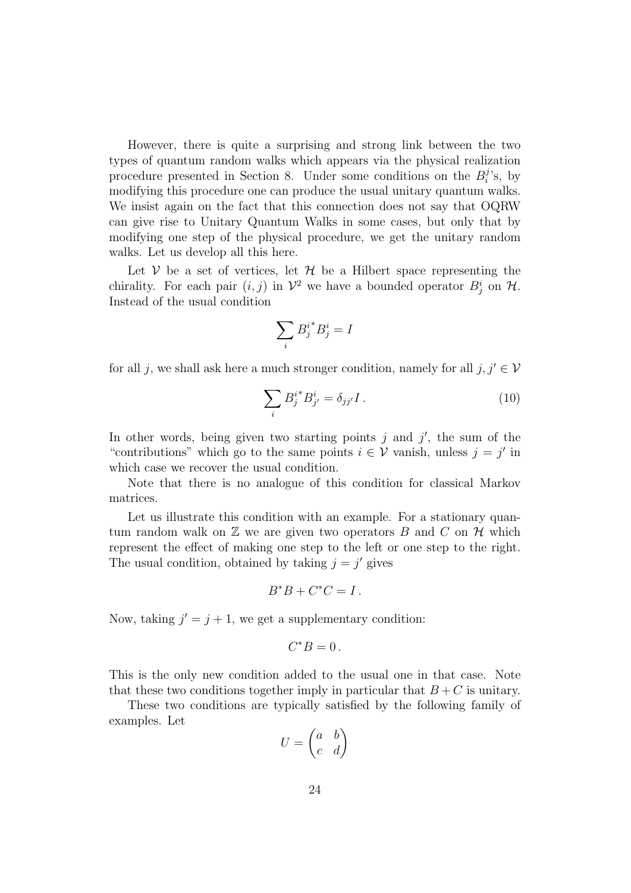However, there is quite a surprising and strong link between the two types of quantum random walks which appears via the physical realization procedure presented in Section 8. Under some conditions on the $B_i^j$'s, by modifying this procedure one can produce the usual unitary quantum walks. We insist again on the fact that this connection does not say that OQRW can give rise to Unitary Quantum Walks in some cases, but only that by modifying one step of the physical procedure, we get the unitary random walks. Let us develop all this here.

Let $\mathcal{V}$ be a set of vertices, let $\mathcal{H}$ be a Hilbert space representing the chirality. For each pair $(i,j)$ in $\mathcal{V}^2$ we have a bounded operator $B_j^i$ on $\mathcal{H}$. Instead of the usual condition

$$\sum_i {B_j^i}^* B_j^i = I$$

for all $j$, we shall ask here a much stronger condition, namely for all $j, j' \in \mathcal{V}$

$$\sum_i {B_j^i}^* B_{j'}^i = \delta_{jj'} I \,. \tag{10}$$

In other words, being given two starting points $j$ and $j'$, the sum of the "contributions" which go to the same points $i \in \mathcal{V}$ vanish, unless $j = j'$ in which case we recover the usual condition.

Note that there is no analogue of this condition for classical Markov matrices.

Let us illustrate this condition with an example. For a stationary quantum random walk on $\mathbb{Z}$ we are given two operators $B$ and $C$ on $\mathcal{H}$ which represent the effect of making one step to the left or one step to the right. The usual condition, obtained by taking $j = j'$ gives

$$B^* B + C^* C = I \,.$$

Now, taking $j' = j + 1$, we get a supplementary condition:

$$C^* B = 0 \,.$$

This is the only new condition added to the usual one in that case. Note that these two conditions together imply in particular that $B + C$ is unitary.

These two conditions are typically satisfied by the following family of examples. Let

$$U = \begin{pmatrix} a & b \\ c & d \end{pmatrix}$$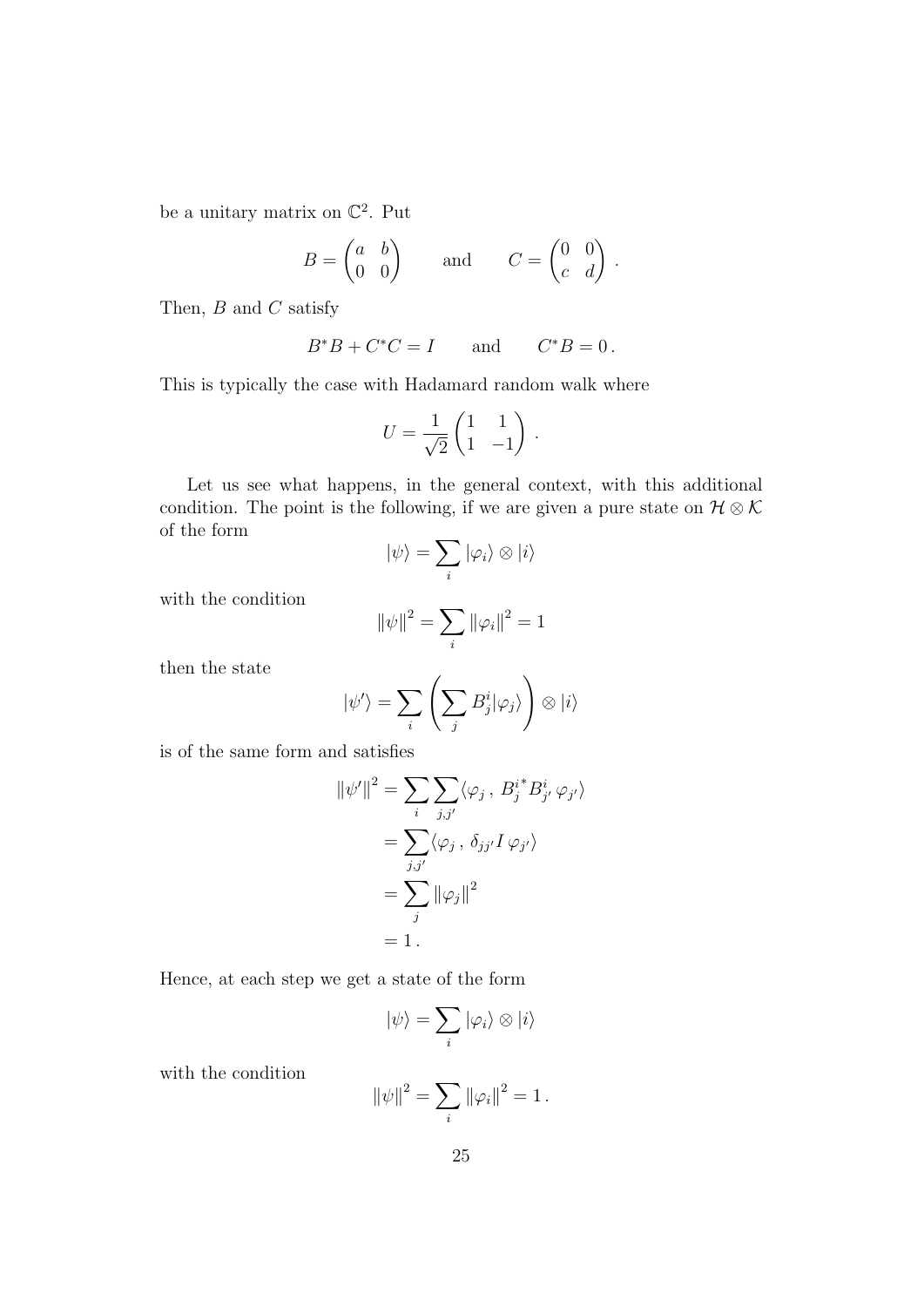be a unitary matrix on $\mathbb{C}^2$. Put

$$B = \begin{pmatrix} a & b \\ 0 & 0 \end{pmatrix} \qquad \text{and} \qquad C = \begin{pmatrix} 0 & 0 \\ c & d \end{pmatrix}.$$

Then, $B$ and $C$ satisfy

$$B^*B + C^*C = I \qquad \text{and} \qquad C^*B = 0\,.$$

This is typically the case with Hadamard random walk where

$$U = \frac{1}{\sqrt{2}} \begin{pmatrix} 1 & 1 \\ 1 & -1 \end{pmatrix}.$$

Let us see what happens, in the general context, with this additional condition. The point is the following, if we are given a pure state on $\mathcal{H} \otimes \mathcal{K}$ of the form

$$|\psi\rangle = \sum_i |\varphi_i\rangle \otimes |i\rangle$$

with the condition

$$\|\psi\|^2 = \sum_i \|\varphi_i\|^2 = 1$$

then the state

$$|\psi'\rangle = \sum_i \left( \sum_j B^i_j |\varphi_j\rangle \right) \otimes |i\rangle$$

is of the same form and satisfies

$$\begin{aligned}
\|\psi'\|^2 &= \sum_i \sum_{j,j'} \langle \varphi_j \,,\, B^{i\,*}_j B^i_{j'}\, \varphi_{j'} \rangle \\
&= \sum_{j,j'} \langle \varphi_j \,,\, \delta_{jj'} I \, \varphi_{j'} \rangle \\
&= \sum_j \|\varphi_j\|^2 \\
&= 1\,.
\end{aligned}$$

Hence, at each step we get a state of the form

$$|\psi\rangle = \sum_i |\varphi_i\rangle \otimes |i\rangle$$

with the condition

$$\|\psi\|^2 = \sum_i \|\varphi_i\|^2 = 1\,.$$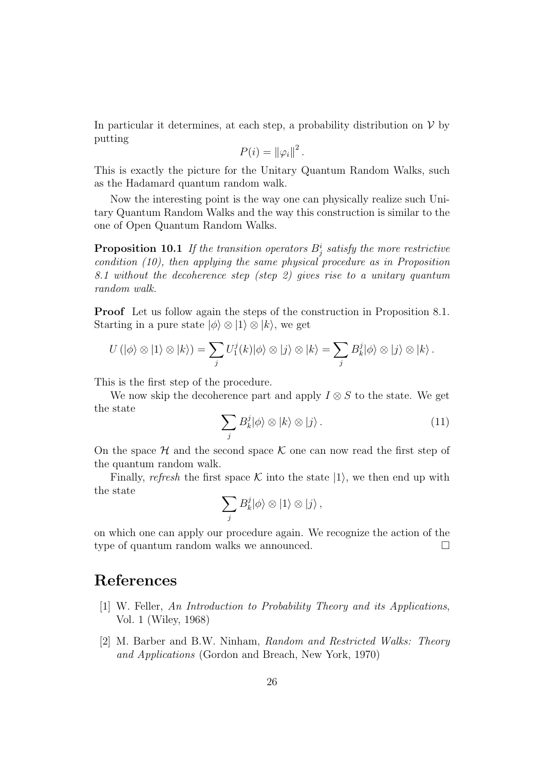In particular it determines, at each step, a probability distribution on $\mathcal{V}$ by putting

$$P(i) = \|\varphi_i\|^2 .$$

This is exactly the picture for the Unitary Quantum Random Walks, such as the Hadamard quantum random walk.

Now the interesting point is the way one can physically realize such Unitary Quantum Random Walks and the way this construction is similar to the one of Open Quantum Random Walks.

**Proposition 10.1** *If the transition operators $B_j^i$ satisfy the more restrictive condition (10), then applying the same physical procedure as in Proposition 8.1 without the decoherence step (step 2) gives rise to a unitary quantum random walk.*

**Proof** Let us follow again the steps of the construction in Proposition 8.1. Starting in a pure state $|\phi\rangle \otimes |1\rangle \otimes |k\rangle$, we get

$$U\left(|\phi\rangle \otimes |1\rangle \otimes |k\rangle\right) = \sum_j U_1^j(k)|\phi\rangle \otimes |j\rangle \otimes |k\rangle = \sum_j B_k^j|\phi\rangle \otimes |j\rangle \otimes |k\rangle .$$

This is the first step of the procedure.

We now skip the decoherence part and apply $I \otimes S$ to the state. We get the state

$$\sum_j B_k^j|\phi\rangle \otimes |k\rangle \otimes |j\rangle . \tag{11}$$

On the space $\mathcal{H}$ and the second space $\mathcal{K}$ one can now read the first step of the quantum random walk.

Finally, *refresh* the first space $\mathcal{K}$ into the state $|1\rangle$, we then end up with the state

$$\sum_j B_k^j|\phi\rangle \otimes |1\rangle \otimes |j\rangle ,$$

on which one can apply our procedure again. We recognize the action of the type of quantum random walks we announced. □

# References

[1] W. Feller, *An Introduction to Probability Theory and its Applications*, Vol. 1 (Wiley, 1968)

[2] M. Barber and B.W. Ninham, *Random and Restricted Walks: Theory and Applications* (Gordon and Breach, New York, 1970)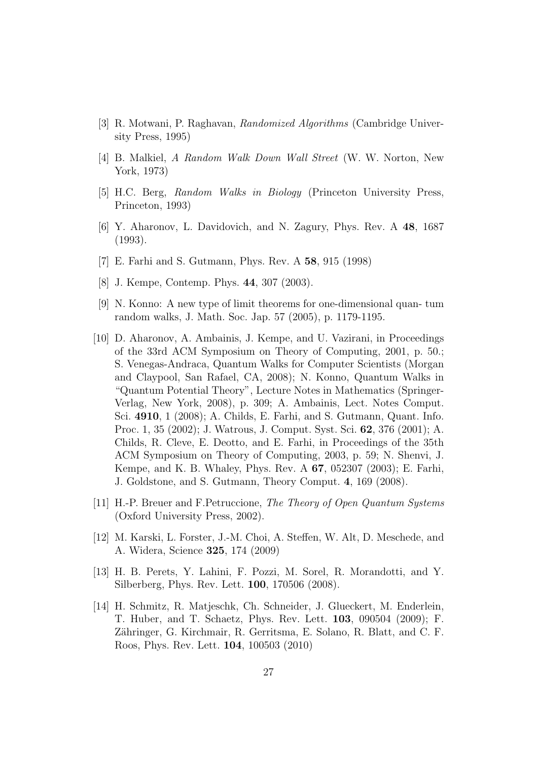[3] R. Motwani, P. Raghavan, *Randomized Algorithms* (Cambridge University Press, 1995)

[4] B. Malkiel, *A Random Walk Down Wall Street* (W. W. Norton, New York, 1973)

[5] H.C. Berg, *Random Walks in Biology* (Princeton University Press, Princeton, 1993)

[6] Y. Aharonov, L. Davidovich, and N. Zagury, Phys. Rev. A **48**, 1687 (1993).

[7] E. Farhi and S. Gutmann, Phys. Rev. A **58**, 915 (1998)

[8] J. Kempe, Contemp. Phys. **44**, 307 (2003).

[9] N. Konno: A new type of limit theorems for one-dimensional quan- tum random walks, J. Math. Soc. Jap. 57 (2005), p. 1179-1195.

[10] D. Aharonov, A. Ambainis, J. Kempe, and U. Vazirani, in Proceedings of the 33rd ACM Symposium on Theory of Computing, 2001, p. 50.; S. Venegas-Andraca, Quantum Walks for Computer Scientists (Morgan and Claypool, San Rafael, CA, 2008); N. Konno, Quantum Walks in "Quantum Potential Theory", Lecture Notes in Mathematics (Springer-Verlag, New York, 2008), p. 309; A. Ambainis, Lect. Notes Comput. Sci. **4910**, 1 (2008); A. Childs, E. Farhi, and S. Gutmann, Quant. Info. Proc. 1, 35 (2002); J. Watrous, J. Comput. Syst. Sci. **62**, 376 (2001); A. Childs, R. Cleve, E. Deotto, and E. Farhi, in Proceedings of the 35th ACM Symposium on Theory of Computing, 2003, p. 59; N. Shenvi, J. Kempe, and K. B. Whaley, Phys. Rev. A **67**, 052307 (2003); E. Farhi, J. Goldstone, and S. Gutmann, Theory Comput. **4**, 169 (2008).

[11] H.-P. Breuer and F.Petruccione, *The Theory of Open Quantum Systems* (Oxford University Press, 2002).

[12] M. Karski, L. Forster, J.-M. Choi, A. Steffen, W. Alt, D. Meschede, and A. Widera, Science **325**, 174 (2009)

[13] H. B. Perets, Y. Lahini, F. Pozzi, M. Sorel, R. Morandotti, and Y. Silberberg, Phys. Rev. Lett. **100**, 170506 (2008).

[14] H. Schmitz, R. Matjeschk, Ch. Schneider, J. Glueckert, M. Enderlein, T. Huber, and T. Schaetz, Phys. Rev. Lett. **103**, 090504 (2009); F. Zähringer, G. Kirchmair, R. Gerritsma, E. Solano, R. Blatt, and C. F. Roos, Phys. Rev. Lett. **104**, 100503 (2010)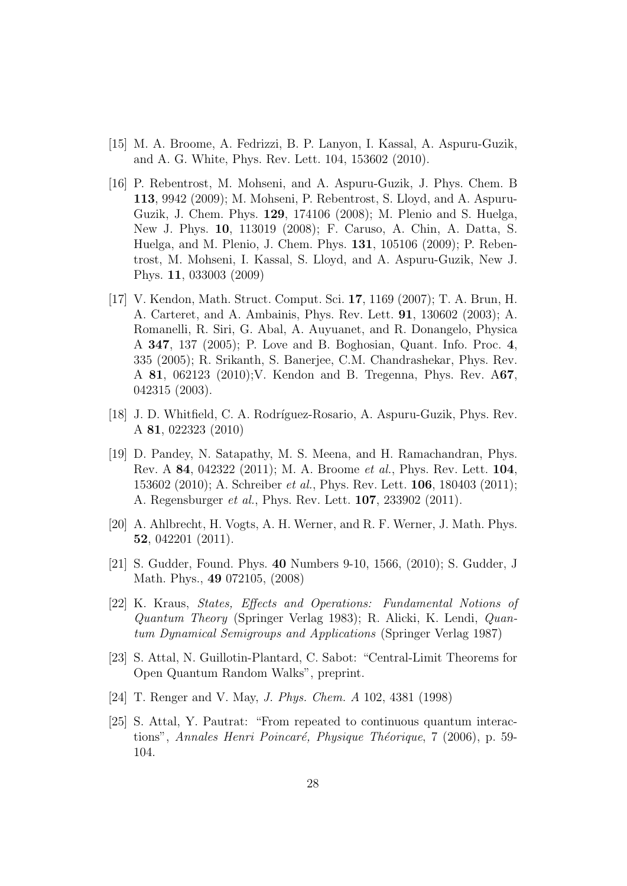[15] M. A. Broome, A. Fedrizzi, B. P. Lanyon, I. Kassal, A. Aspuru-Guzik, and A. G. White, Phys. Rev. Lett. 104, 153602 (2010).

[16] P. Rebentrost, M. Mohseni, and A. Aspuru-Guzik, J. Phys. Chem. B **113**, 9942 (2009); M. Mohseni, P. Rebentrost, S. Lloyd, and A. Aspuru-Guzik, J. Chem. Phys. **129**, 174106 (2008); M. Plenio and S. Huelga, New J. Phys. **10**, 113019 (2008); F. Caruso, A. Chin, A. Datta, S. Huelga, and M. Plenio, J. Chem. Phys. **131**, 105106 (2009); P. Rebentrost, M. Mohseni, I. Kassal, S. Lloyd, and A. Aspuru-Guzik, New J. Phys. **11**, 033003 (2009)

[17] V. Kendon, Math. Struct. Comput. Sci. **17**, 1169 (2007); T. A. Brun, H. A. Carteret, and A. Ambainis, Phys. Rev. Lett. **91**, 130602 (2003); A. Romanelli, R. Siri, G. Abal, A. Auyuanet, and R. Donangelo, Physica A **347**, 137 (2005); P. Love and B. Boghosian, Quant. Info. Proc. **4**, 335 (2005); R. Srikanth, S. Banerjee, C.M. Chandrashekar, Phys. Rev. A **81**, 062123 (2010);V. Kendon and B. Tregenna, Phys. Rev. A**67**, 042315 (2003).

[18] J. D. Whitfield, C. A. Rodríguez-Rosario, A. Aspuru-Guzik, Phys. Rev. A **81**, 022323 (2010)

[19] D. Pandey, N. Satapathy, M. S. Meena, and H. Ramachandran, Phys. Rev. A **84**, 042322 (2011); M. A. Broome *et al.*, Phys. Rev. Lett. **104**, 153602 (2010); A. Schreiber *et al.*, Phys. Rev. Lett. **106**, 180403 (2011); A. Regensburger *et al.*, Phys. Rev. Lett. **107**, 233902 (2011).

[20] A. Ahlbrecht, H. Vogts, A. H. Werner, and R. F. Werner, J. Math. Phys. **52**, 042201 (2011).

[21] S. Gudder, Found. Phys. **40** Numbers 9-10, 1566, (2010); S. Gudder, J Math. Phys., **49** 072105, (2008)

[22] K. Kraus, *States, Effects and Operations: Fundamental Notions of Quantum Theory* (Springer Verlag 1983); R. Alicki, K. Lendi, *Quantum Dynamical Semigroups and Applications* (Springer Verlag 1987)

[23] S. Attal, N. Guillotin-Plantard, C. Sabot: "Central-Limit Theorems for Open Quantum Random Walks", preprint.

[24] T. Renger and V. May, *J. Phys. Chem. A* 102, 4381 (1998)

[25] S. Attal, Y. Pautrat: "From repeated to continuous quantum interactions", *Annales Henri Poincaré, Physique Théorique*, 7 (2006), p. 59-104.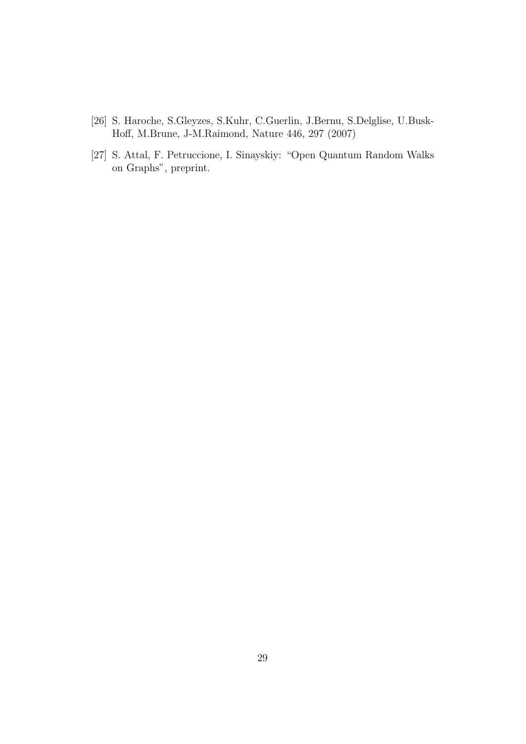[26] S. Haroche, S.Gleyzes, S.Kuhr, C.Guerlin, J.Bernu, S.Delglise, U.Busk-Hoff, M.Brune, J-M.Raimond, Nature 446, 297 (2007)

[27] S. Attal, F. Petruccione, I. Sinayskiy: "Open Quantum Random Walks on Graphs", preprint.